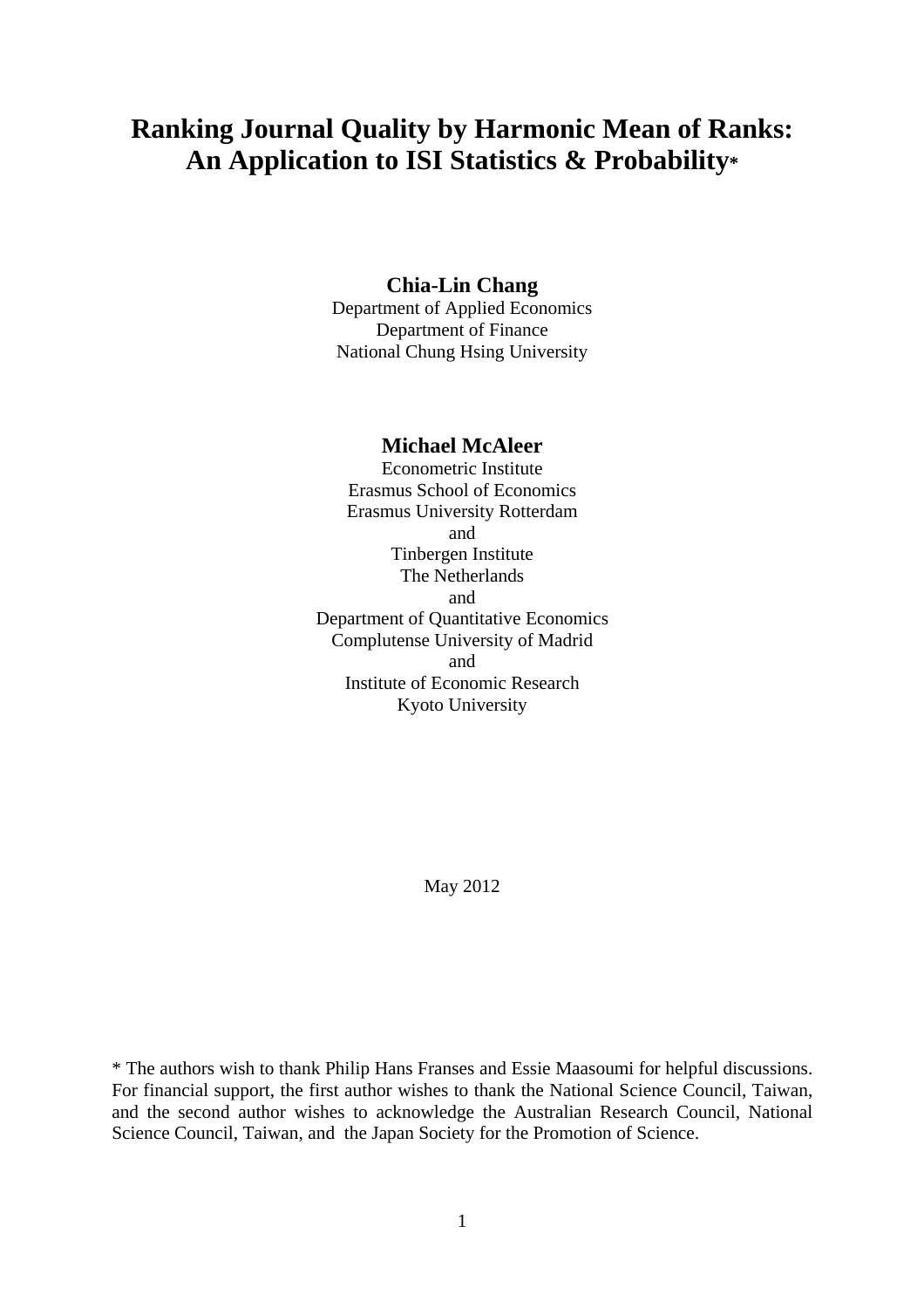# Ranking Journal Quality by Harmonic Mean of Ranks: An Application to ISI Statistics & Probability*

**Chia-Lin Chang**
Department of Applied Economics
Department of Finance
National Chung Hsing University

**Michael McAleer**
Econometric Institute
Erasmus School of Economics
Erasmus University Rotterdam
and
Tinbergen Institute
The Netherlands
and
Department of Quantitative Economics
Complutense University of Madrid
and
Institute of Economic Research
Kyoto University

May 2012

* The authors wish to thank Philip Hans Franses and Essie Maasoumi for helpful discussions. For financial support, the first author wishes to thank the National Science Council, Taiwan, and the second author wishes to acknowledge the Australian Research Council, National Science Council, Taiwan, and the Japan Society for the Promotion of Science.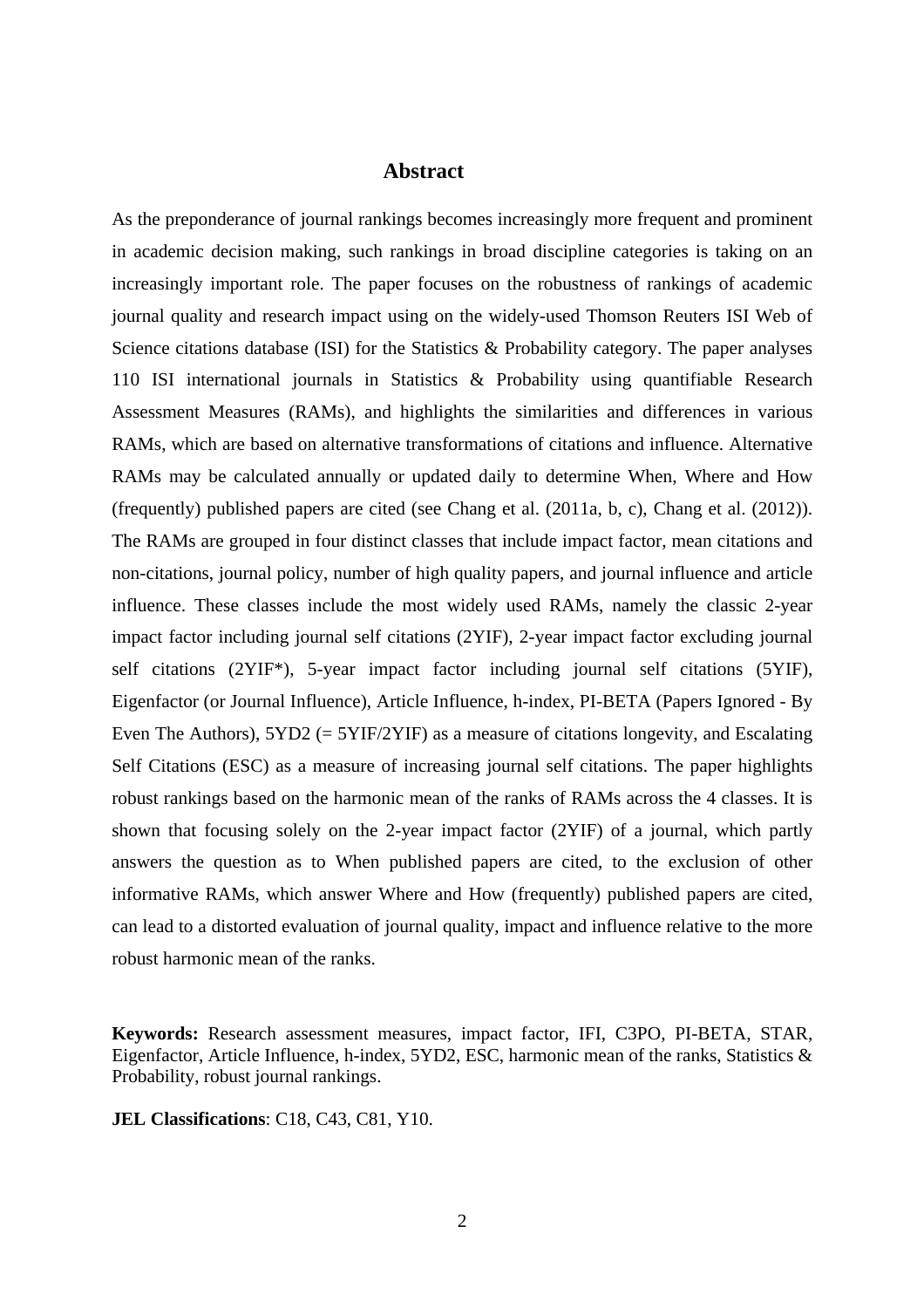# Abstract

As the preponderance of journal rankings becomes increasingly more frequent and prominent in academic decision making, such rankings in broad discipline categories is taking on an increasingly important role. The paper focuses on the robustness of rankings of academic journal quality and research impact using on the widely-used Thomson Reuters ISI Web of Science citations database (ISI) for the Statistics & Probability category. The paper analyses 110 ISI international journals in Statistics & Probability using quantifiable Research Assessment Measures (RAMs), and highlights the similarities and differences in various RAMs, which are based on alternative transformations of citations and influence. Alternative RAMs may be calculated annually or updated daily to determine When, Where and How (frequently) published papers are cited (see Chang et al. (2011a, b, c), Chang et al. (2012)). The RAMs are grouped in four distinct classes that include impact factor, mean citations and non-citations, journal policy, number of high quality papers, and journal influence and article influence. These classes include the most widely used RAMs, namely the classic 2-year impact factor including journal self citations (2YIF), 2-year impact factor excluding journal self citations (2YIF*), 5-year impact factor including journal self citations (5YIF), Eigenfactor (or Journal Influence), Article Influence, h-index, PI-BETA (Papers Ignored - By Even The Authors), 5YD2 (= 5YIF/2YIF) as a measure of citations longevity, and Escalating Self Citations (ESC) as a measure of increasing journal self citations. The paper highlights robust rankings based on the harmonic mean of the ranks of RAMs across the 4 classes. It is shown that focusing solely on the 2-year impact factor (2YIF) of a journal, which partly answers the question as to When published papers are cited, to the exclusion of other informative RAMs, which answer Where and How (frequently) published papers are cited, can lead to a distorted evaluation of journal quality, impact and influence relative to the more robust harmonic mean of the ranks.

**Keywords:** Research assessment measures, impact factor, IFI, C3PO, PI-BETA, STAR, Eigenfactor, Article Influence, h-index, 5YD2, ESC, harmonic mean of the ranks, Statistics & Probability, robust journal rankings.

**JEL Classifications**: C18, C43, C81, Y10.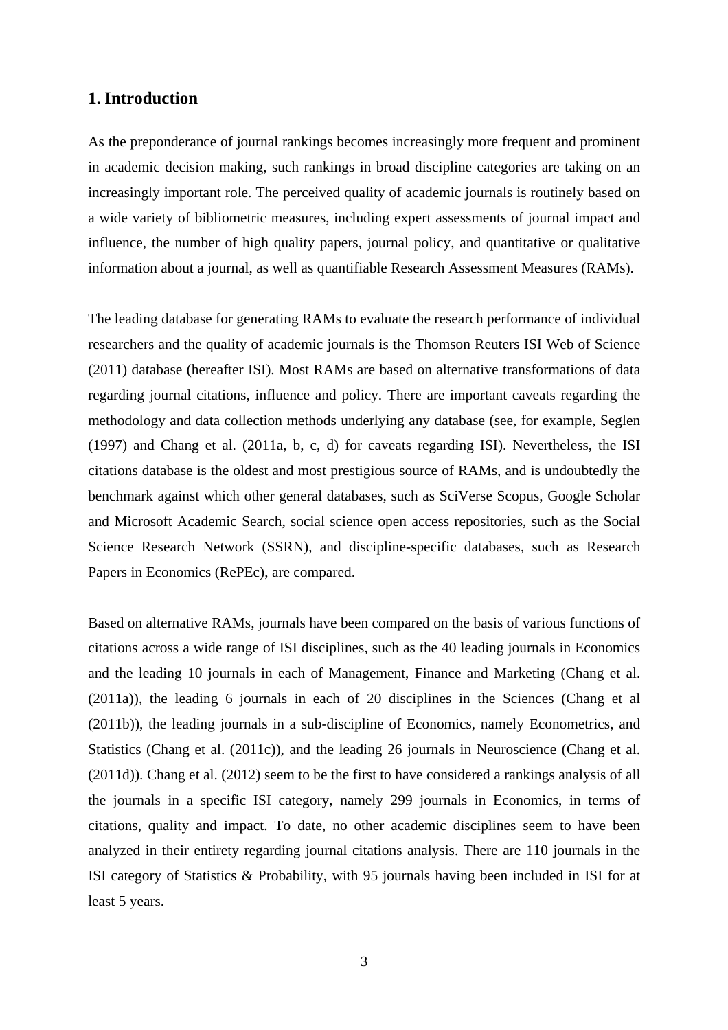## 1. Introduction

As the preponderance of journal rankings becomes increasingly more frequent and prominent in academic decision making, such rankings in broad discipline categories are taking on an increasingly important role. The perceived quality of academic journals is routinely based on a wide variety of bibliometric measures, including expert assessments of journal impact and influence, the number of high quality papers, journal policy, and quantitative or qualitative information about a journal, as well as quantifiable Research Assessment Measures (RAMs).

The leading database for generating RAMs to evaluate the research performance of individual researchers and the quality of academic journals is the Thomson Reuters ISI Web of Science (2011) database (hereafter ISI). Most RAMs are based on alternative transformations of data regarding journal citations, influence and policy. There are important caveats regarding the methodology and data collection methods underlying any database (see, for example, Seglen (1997) and Chang et al. (2011a, b, c, d) for caveats regarding ISI). Nevertheless, the ISI citations database is the oldest and most prestigious source of RAMs, and is undoubtedly the benchmark against which other general databases, such as SciVerse Scopus, Google Scholar and Microsoft Academic Search, social science open access repositories, such as the Social Science Research Network (SSRN), and discipline-specific databases, such as Research Papers in Economics (RePEc), are compared.

Based on alternative RAMs, journals have been compared on the basis of various functions of citations across a wide range of ISI disciplines, such as the 40 leading journals in Economics and the leading 10 journals in each of Management, Finance and Marketing (Chang et al. (2011a)), the leading 6 journals in each of 20 disciplines in the Sciences (Chang et al (2011b)), the leading journals in a sub-discipline of Economics, namely Econometrics, and Statistics (Chang et al. (2011c)), and the leading 26 journals in Neuroscience (Chang et al. (2011d)). Chang et al. (2012) seem to be the first to have considered a rankings analysis of all the journals in a specific ISI category, namely 299 journals in Economics, in terms of citations, quality and impact. To date, no other academic disciplines seem to have been analyzed in their entirety regarding journal citations analysis. There are 110 journals in the ISI category of Statistics & Probability, with 95 journals having been included in ISI for at least 5 years.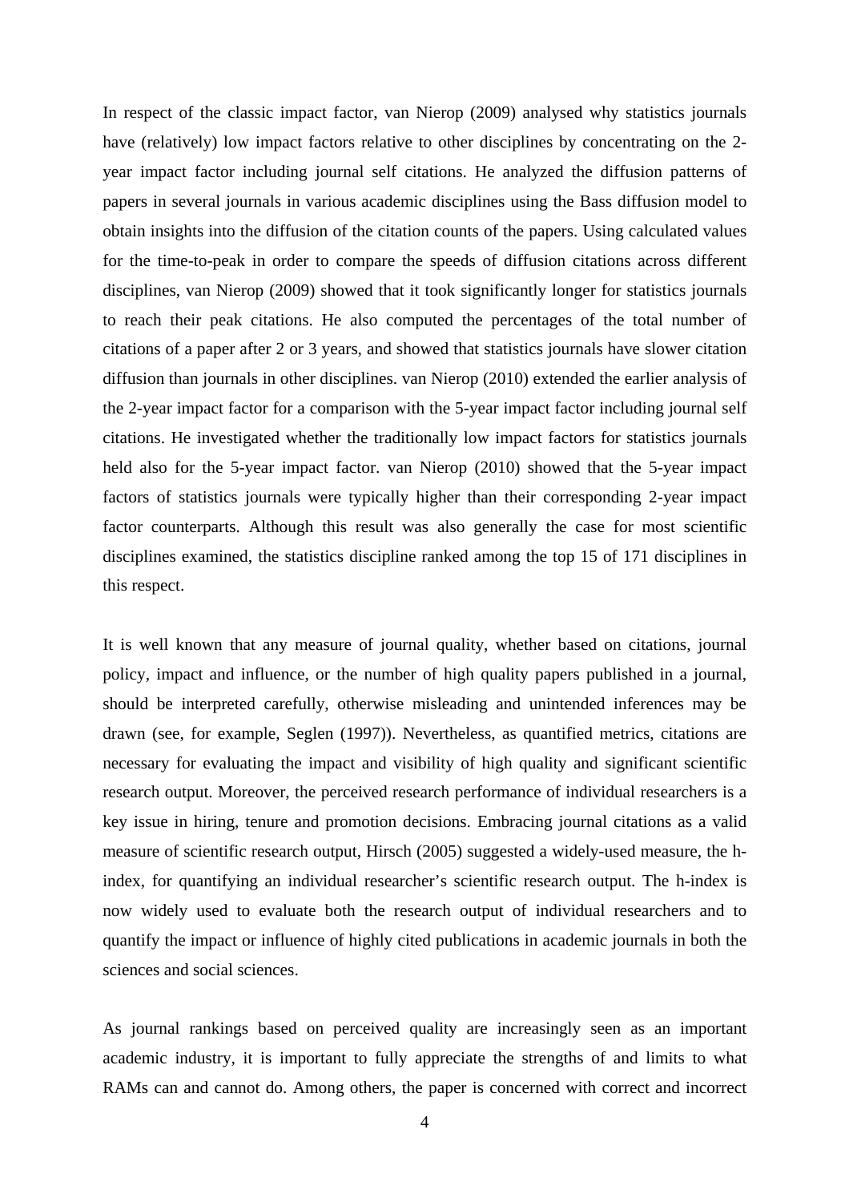In respect of the classic impact factor, van Nierop (2009) analysed why statistics journals have (relatively) low impact factors relative to other disciplines by concentrating on the 2-year impact factor including journal self citations. He analyzed the diffusion patterns of papers in several journals in various academic disciplines using the Bass diffusion model to obtain insights into the diffusion of the citation counts of the papers. Using calculated values for the time-to-peak in order to compare the speeds of diffusion citations across different disciplines, van Nierop (2009) showed that it took significantly longer for statistics journals to reach their peak citations. He also computed the percentages of the total number of citations of a paper after 2 or 3 years, and showed that statistics journals have slower citation diffusion than journals in other disciplines. van Nierop (2010) extended the earlier analysis of the 2-year impact factor for a comparison with the 5-year impact factor including journal self citations. He investigated whether the traditionally low impact factors for statistics journals held also for the 5-year impact factor. van Nierop (2010) showed that the 5-year impact factors of statistics journals were typically higher than their corresponding 2-year impact factor counterparts. Although this result was also generally the case for most scientific disciplines examined, the statistics discipline ranked among the top 15 of 171 disciplines in this respect.

It is well known that any measure of journal quality, whether based on citations, journal policy, impact and influence, or the number of high quality papers published in a journal, should be interpreted carefully, otherwise misleading and unintended inferences may be drawn (see, for example, Seglen (1997)). Nevertheless, as quantified metrics, citations are necessary for evaluating the impact and visibility of high quality and significant scientific research output. Moreover, the perceived research performance of individual researchers is a key issue in hiring, tenure and promotion decisions. Embracing journal citations as a valid measure of scientific research output, Hirsch (2005) suggested a widely-used measure, the h-index, for quantifying an individual researcher's scientific research output. The h-index is now widely used to evaluate both the research output of individual researchers and to quantify the impact or influence of highly cited publications in academic journals in both the sciences and social sciences.

As journal rankings based on perceived quality are increasingly seen as an important academic industry, it is important to fully appreciate the strengths of and limits to what RAMs can and cannot do. Among others, the paper is concerned with correct and incorrect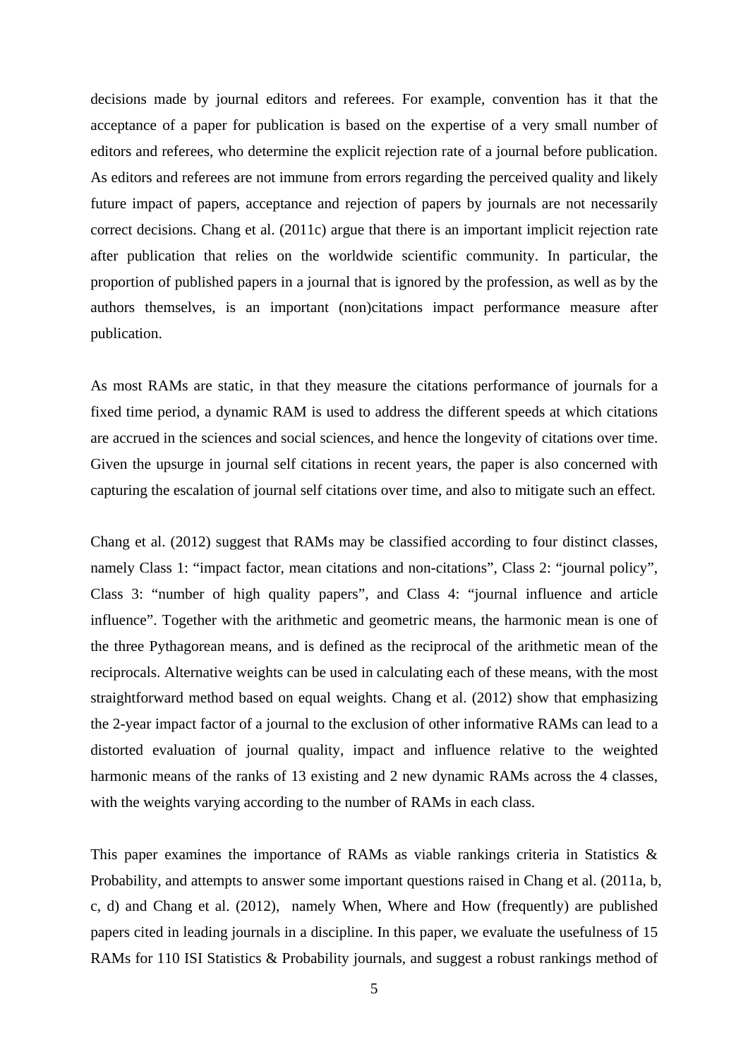decisions made by journal editors and referees. For example, convention has it that the acceptance of a paper for publication is based on the expertise of a very small number of editors and referees, who determine the explicit rejection rate of a journal before publication. As editors and referees are not immune from errors regarding the perceived quality and likely future impact of papers, acceptance and rejection of papers by journals are not necessarily correct decisions. Chang et al. (2011c) argue that there is an important implicit rejection rate after publication that relies on the worldwide scientific community. In particular, the proportion of published papers in a journal that is ignored by the profession, as well as by the authors themselves, is an important (non)citations impact performance measure after publication.

As most RAMs are static, in that they measure the citations performance of journals for a fixed time period, a dynamic RAM is used to address the different speeds at which citations are accrued in the sciences and social sciences, and hence the longevity of citations over time. Given the upsurge in journal self citations in recent years, the paper is also concerned with capturing the escalation of journal self citations over time, and also to mitigate such an effect.

Chang et al. (2012) suggest that RAMs may be classified according to four distinct classes, namely Class 1: "impact factor, mean citations and non-citations", Class 2: "journal policy", Class 3: "number of high quality papers", and Class 4: "journal influence and article influence". Together with the arithmetic and geometric means, the harmonic mean is one of the three Pythagorean means, and is defined as the reciprocal of the arithmetic mean of the reciprocals. Alternative weights can be used in calculating each of these means, with the most straightforward method based on equal weights. Chang et al. (2012) show that emphasizing the 2-year impact factor of a journal to the exclusion of other informative RAMs can lead to a distorted evaluation of journal quality, impact and influence relative to the weighted harmonic means of the ranks of 13 existing and 2 new dynamic RAMs across the 4 classes, with the weights varying according to the number of RAMs in each class.

This paper examines the importance of RAMs as viable rankings criteria in Statistics & Probability, and attempts to answer some important questions raised in Chang et al. (2011a, b, c, d) and Chang et al. (2012), namely When, Where and How (frequently) are published papers cited in leading journals in a discipline. In this paper, we evaluate the usefulness of 15 RAMs for 110 ISI Statistics & Probability journals, and suggest a robust rankings method of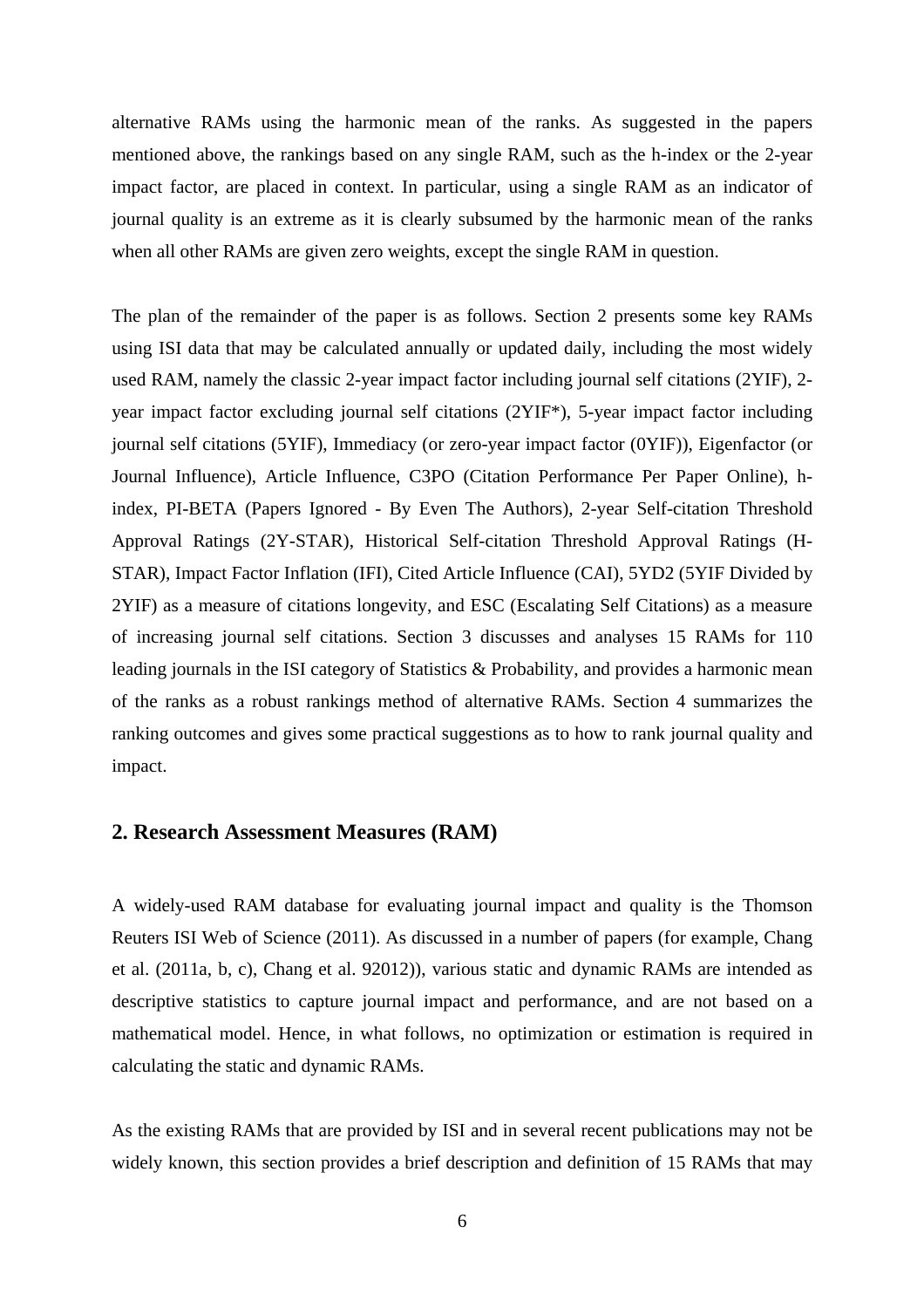alternative RAMs using the harmonic mean of the ranks. As suggested in the papers mentioned above, the rankings based on any single RAM, such as the h-index or the 2-year impact factor, are placed in context. In particular, using a single RAM as an indicator of journal quality is an extreme as it is clearly subsumed by the harmonic mean of the ranks when all other RAMs are given zero weights, except the single RAM in question.

The plan of the remainder of the paper is as follows. Section 2 presents some key RAMs using ISI data that may be calculated annually or updated daily, including the most widely used RAM, namely the classic 2-year impact factor including journal self citations (2YIF), 2-year impact factor excluding journal self citations (2YIF*), 5-year impact factor including journal self citations (5YIF), Immediacy (or zero-year impact factor (0YIF)), Eigenfactor (or Journal Influence), Article Influence, C3PO (Citation Performance Per Paper Online), h-index, PI-BETA (Papers Ignored - By Even The Authors), 2-year Self-citation Threshold Approval Ratings (2Y-STAR), Historical Self-citation Threshold Approval Ratings (H-STAR), Impact Factor Inflation (IFI), Cited Article Influence (CAI), 5YD2 (5YIF Divided by 2YIF) as a measure of citations longevity, and ESC (Escalating Self Citations) as a measure of increasing journal self citations. Section 3 discusses and analyses 15 RAMs for 110 leading journals in the ISI category of Statistics & Probability, and provides a harmonic mean of the ranks as a robust rankings method of alternative RAMs. Section 4 summarizes the ranking outcomes and gives some practical suggestions as to how to rank journal quality and impact.

## 2. Research Assessment Measures (RAM)

A widely-used RAM database for evaluating journal impact and quality is the Thomson Reuters ISI Web of Science (2011). As discussed in a number of papers (for example, Chang et al. (2011a, b, c), Chang et al. 92012)), various static and dynamic RAMs are intended as descriptive statistics to capture journal impact and performance, and are not based on a mathematical model. Hence, in what follows, no optimization or estimation is required in calculating the static and dynamic RAMs.

As the existing RAMs that are provided by ISI and in several recent publications may not be widely known, this section provides a brief description and definition of 15 RAMs that may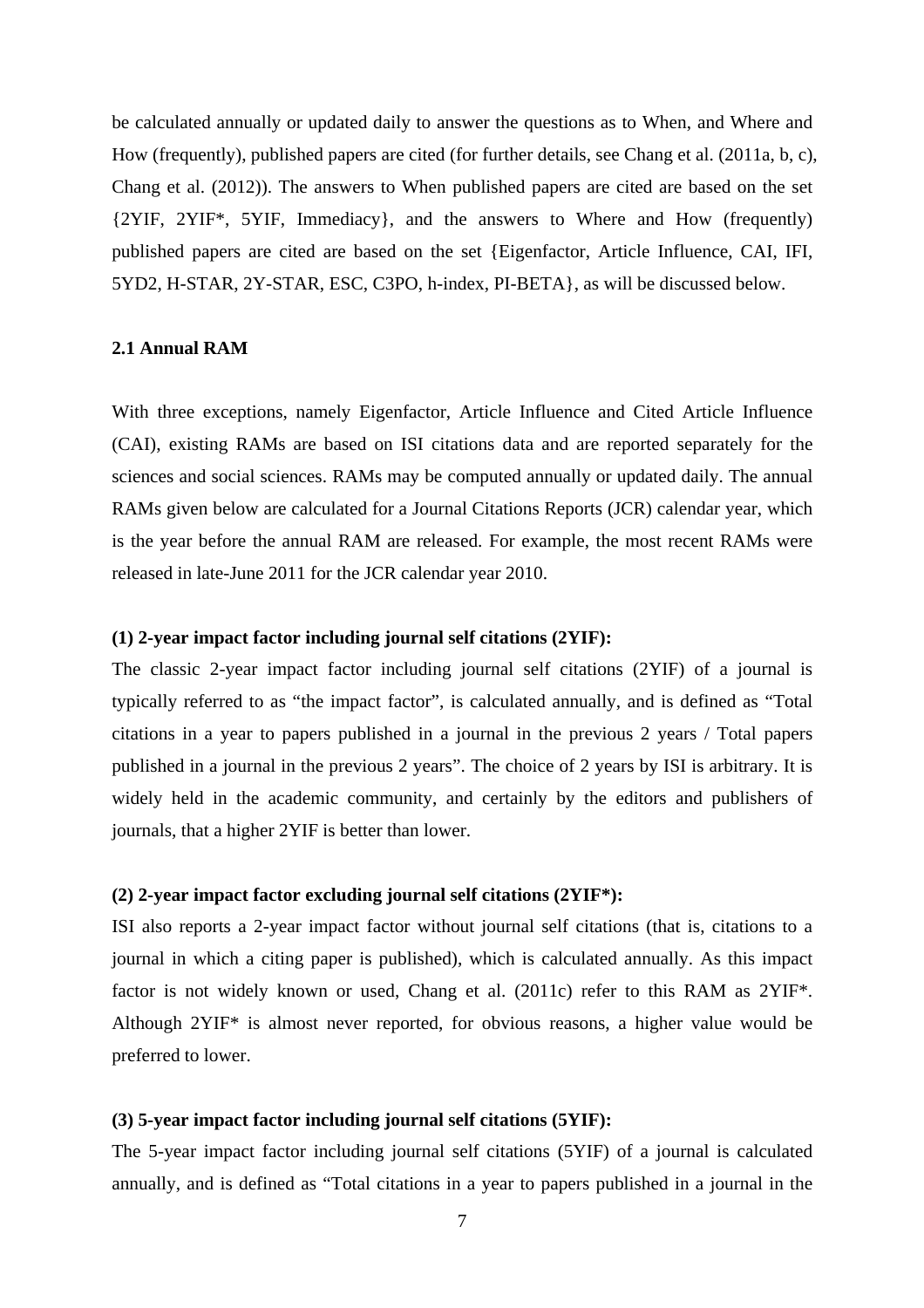be calculated annually or updated daily to answer the questions as to When, and Where and How (frequently), published papers are cited (for further details, see Chang et al. (2011a, b, c), Chang et al. (2012)). The answers to When published papers are cited are based on the set {2YIF, 2YIF*, 5YIF, Immediacy}, and the answers to Where and How (frequently) published papers are cited are based on the set {Eigenfactor, Article Influence, CAI, IFI, 5YD2, H-STAR, 2Y-STAR, ESC, C3PO, h-index, PI-BETA}, as will be discussed below.

### 2.1 Annual RAM

With three exceptions, namely Eigenfactor, Article Influence and Cited Article Influence (CAI), existing RAMs are based on ISI citations data and are reported separately for the sciences and social sciences. RAMs may be computed annually or updated daily. The annual RAMs given below are calculated for a Journal Citations Reports (JCR) calendar year, which is the year before the annual RAM are released. For example, the most recent RAMs were released in late-June 2011 for the JCR calendar year 2010.

**(1) 2-year impact factor including journal self citations (2YIF):**

The classic 2-year impact factor including journal self citations (2YIF) of a journal is typically referred to as "the impact factor", is calculated annually, and is defined as "Total citations in a year to papers published in a journal in the previous 2 years / Total papers published in a journal in the previous 2 years". The choice of 2 years by ISI is arbitrary. It is widely held in the academic community, and certainly by the editors and publishers of journals, that a higher 2YIF is better than lower.

**(2) 2-year impact factor excluding journal self citations (2YIF*):**

ISI also reports a 2-year impact factor without journal self citations (that is, citations to a journal in which a citing paper is published), which is calculated annually. As this impact factor is not widely known or used, Chang et al. (2011c) refer to this RAM as 2YIF*. Although 2YIF* is almost never reported, for obvious reasons, a higher value would be preferred to lower.

**(3) 5-year impact factor including journal self citations (5YIF):**

The 5-year impact factor including journal self citations (5YIF) of a journal is calculated annually, and is defined as "Total citations in a year to papers published in a journal in the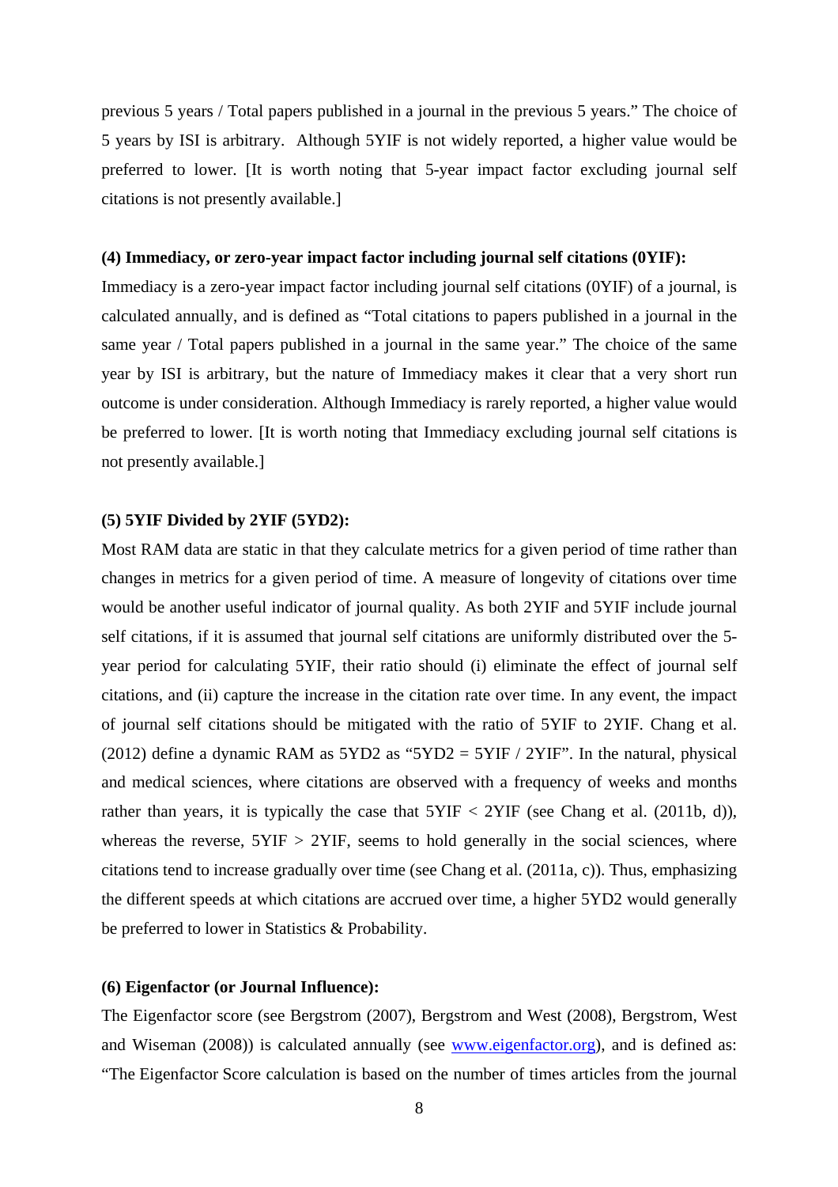previous 5 years / Total papers published in a journal in the previous 5 years." The choice of 5 years by ISI is arbitrary. Although 5YIF is not widely reported, a higher value would be preferred to lower. [It is worth noting that 5-year impact factor excluding journal self citations is not presently available.]

**(4) Immediacy, or zero-year impact factor including journal self citations (0YIF):**

Immediacy is a zero-year impact factor including journal self citations (0YIF) of a journal, is calculated annually, and is defined as "Total citations to papers published in a journal in the same year / Total papers published in a journal in the same year." The choice of the same year by ISI is arbitrary, but the nature of Immediacy makes it clear that a very short run outcome is under consideration. Although Immediacy is rarely reported, a higher value would be preferred to lower. [It is worth noting that Immediacy excluding journal self citations is not presently available.]

**(5) 5YIF Divided by 2YIF (5YD2):**

Most RAM data are static in that they calculate metrics for a given period of time rather than changes in metrics for a given period of time. A measure of longevity of citations over time would be another useful indicator of journal quality. As both 2YIF and 5YIF include journal self citations, if it is assumed that journal self citations are uniformly distributed over the 5-year period for calculating 5YIF, their ratio should (i) eliminate the effect of journal self citations, and (ii) capture the increase in the citation rate over time. In any event, the impact of journal self citations should be mitigated with the ratio of 5YIF to 2YIF. Chang et al. (2012) define a dynamic RAM as 5YD2 as "5YD2 = 5YIF / 2YIF". In the natural, physical and medical sciences, where citations are observed with a frequency of weeks and months rather than years, it is typically the case that 5YIF < 2YIF (see Chang et al. (2011b, d)), whereas the reverse, 5YIF > 2YIF, seems to hold generally in the social sciences, where citations tend to increase gradually over time (see Chang et al. (2011a, c)). Thus, emphasizing the different speeds at which citations are accrued over time, a higher 5YD2 would generally be preferred to lower in Statistics & Probability.

**(6) Eigenfactor (or Journal Influence):**

The Eigenfactor score (see Bergstrom (2007), Bergstrom and West (2008), Bergstrom, West and Wiseman (2008)) is calculated annually (see [www.eigenfactor.org](http://www.eigenfactor.org)), and is defined as: "The Eigenfactor Score calculation is based on the number of times articles from the journal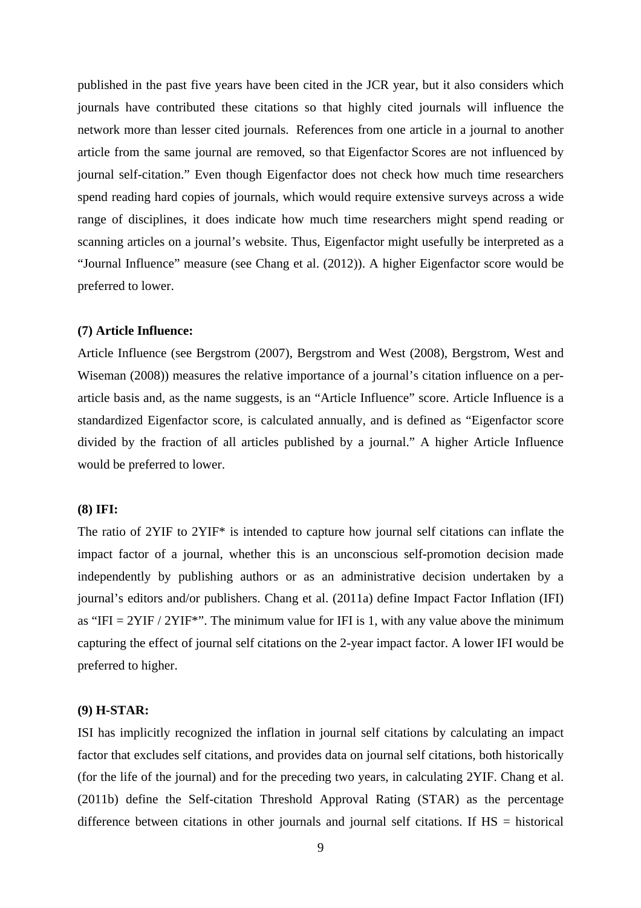published in the past five years have been cited in the JCR year, but it also considers which journals have contributed these citations so that highly cited journals will influence the network more than lesser cited journals. References from one article in a journal to another article from the same journal are removed, so that Eigenfactor Scores are not influenced by journal self-citation." Even though Eigenfactor does not check how much time researchers spend reading hard copies of journals, which would require extensive surveys across a wide range of disciplines, it does indicate how much time researchers might spend reading or scanning articles on a journal's website. Thus, Eigenfactor might usefully be interpreted as a "Journal Influence" measure (see Chang et al. (2012)). A higher Eigenfactor score would be preferred to lower.

**(7) Article Influence:**

Article Influence (see Bergstrom (2007), Bergstrom and West (2008), Bergstrom, West and Wiseman (2008)) measures the relative importance of a journal's citation influence on a per-article basis and, as the name suggests, is an "Article Influence" score. Article Influence is a standardized Eigenfactor score, is calculated annually, and is defined as "Eigenfactor score divided by the fraction of all articles published by a journal." A higher Article Influence would be preferred to lower.

**(8) IFI:**

The ratio of 2YIF to 2YIF* is intended to capture how journal self citations can inflate the impact factor of a journal, whether this is an unconscious self-promotion decision made independently by publishing authors or as an administrative decision undertaken by a journal's editors and/or publishers. Chang et al. (2011a) define Impact Factor Inflation (IFI) as "IFI = 2YIF / 2YIF*". The minimum value for IFI is 1, with any value above the minimum capturing the effect of journal self citations on the 2-year impact factor. A lower IFI would be preferred to higher.

**(9) H-STAR:**

ISI has implicitly recognized the inflation in journal self citations by calculating an impact factor that excludes self citations, and provides data on journal self citations, both historically (for the life of the journal) and for the preceding two years, in calculating 2YIF. Chang et al. (2011b) define the Self-citation Threshold Approval Rating (STAR) as the percentage difference between citations in other journals and journal self citations. If HS = historical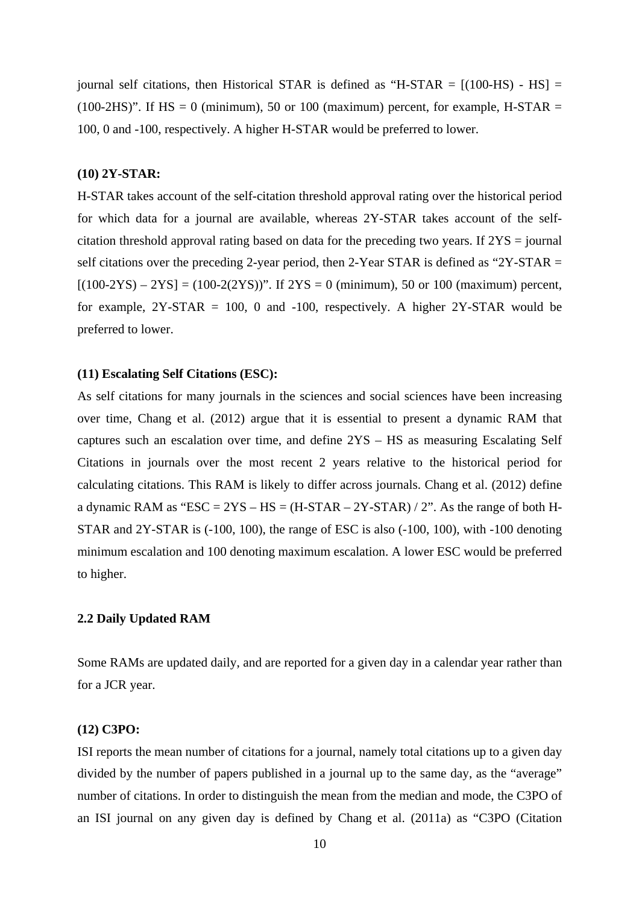journal self citations, then Historical STAR is defined as "H-STAR = [(100-HS) - HS] = (100-2HS)". If HS = 0 (minimum), 50 or 100 (maximum) percent, for example, H-STAR = 100, 0 and -100, respectively. A higher H-STAR would be preferred to lower.

**(10) 2Y-STAR:**

H-STAR takes account of the self-citation threshold approval rating over the historical period for which data for a journal are available, whereas 2Y-STAR takes account of the self-citation threshold approval rating based on data for the preceding two years. If 2YS = journal self citations over the preceding 2-year period, then 2-Year STAR is defined as "2Y-STAR = [(100-2YS) – 2YS] = (100-2(2YS))". If 2YS = 0 (minimum), 50 or 100 (maximum) percent, for example, 2Y-STAR = 100, 0 and -100, respectively. A higher 2Y-STAR would be preferred to lower.

**(11) Escalating Self Citations (ESC):**

As self citations for many journals in the sciences and social sciences have been increasing over time, Chang et al. (2012) argue that it is essential to present a dynamic RAM that captures such an escalation over time, and define 2YS – HS as measuring Escalating Self Citations in journals over the most recent 2 years relative to the historical period for calculating citations. This RAM is likely to differ across journals. Chang et al. (2012) define a dynamic RAM as "ESC = 2YS – HS = (H-STAR – 2Y-STAR) / 2". As the range of both H-STAR and 2Y-STAR is (-100, 100), the range of ESC is also (-100, 100), with -100 denoting minimum escalation and 100 denoting maximum escalation. A lower ESC would be preferred to higher.

## 2.2 Daily Updated RAM

Some RAMs are updated daily, and are reported for a given day in a calendar year rather than for a JCR year.

**(12) C3PO:**

ISI reports the mean number of citations for a journal, namely total citations up to a given day divided by the number of papers published in a journal up to the same day, as the "average" number of citations. In order to distinguish the mean from the median and mode, the C3PO of an ISI journal on any given day is defined by Chang et al. (2011a) as "C3PO (Citation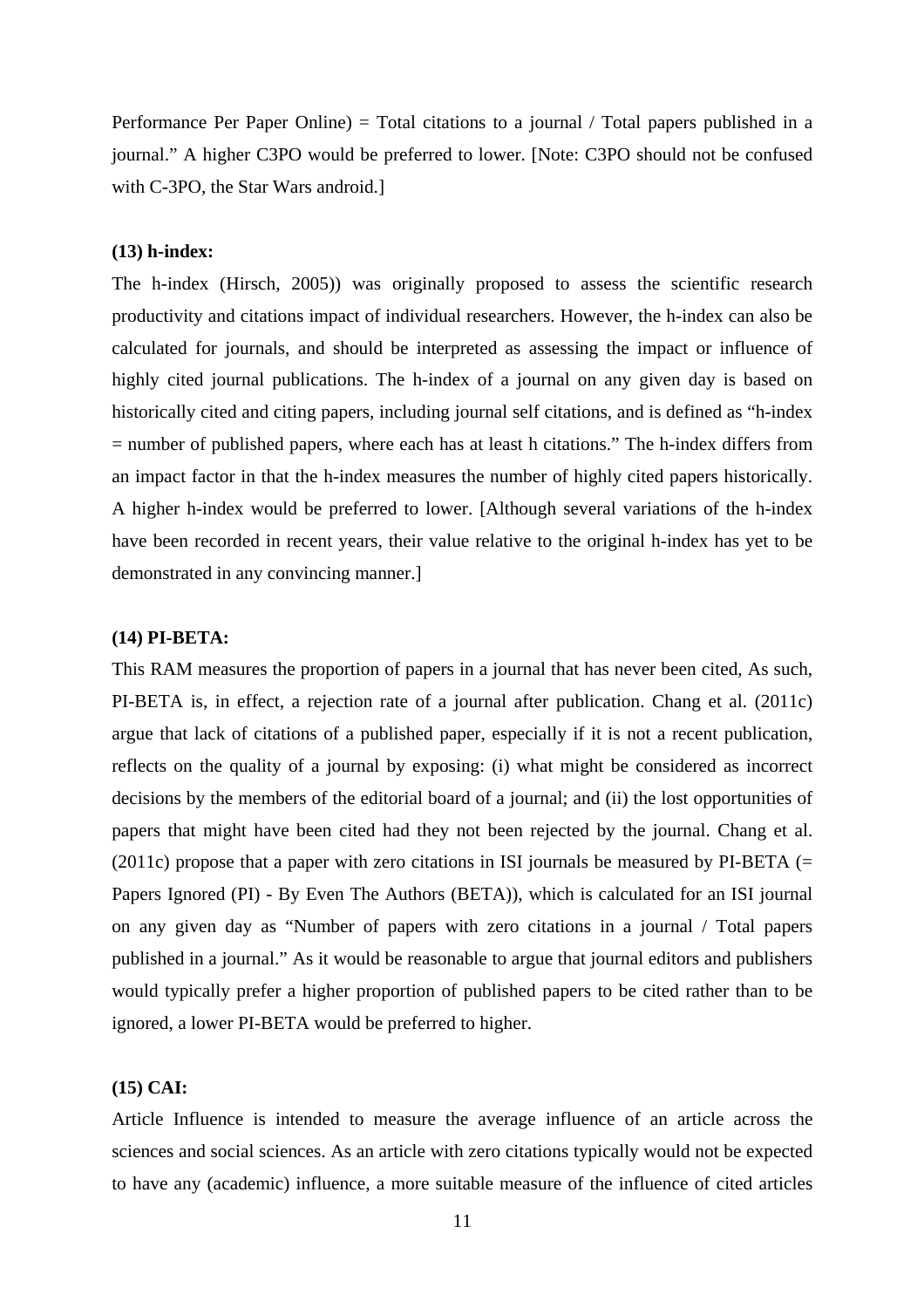Performance Per Paper Online) = Total citations to a journal / Total papers published in a journal." A higher C3PO would be preferred to lower. [Note: C3PO should not be confused with C-3PO, the Star Wars android.]

**(13) h-index:**

The h-index (Hirsch, 2005)) was originally proposed to assess the scientific research productivity and citations impact of individual researchers. However, the h-index can also be calculated for journals, and should be interpreted as assessing the impact or influence of highly cited journal publications. The h-index of a journal on any given day is based on historically cited and citing papers, including journal self citations, and is defined as "h-index = number of published papers, where each has at least h citations." The h-index differs from an impact factor in that the h-index measures the number of highly cited papers historically. A higher h-index would be preferred to lower. [Although several variations of the h-index have been recorded in recent years, their value relative to the original h-index has yet to be demonstrated in any convincing manner.]

**(14) PI-BETA:**

This RAM measures the proportion of papers in a journal that has never been cited, As such, PI-BETA is, in effect, a rejection rate of a journal after publication. Chang et al. (2011c) argue that lack of citations of a published paper, especially if it is not a recent publication, reflects on the quality of a journal by exposing: (i) what might be considered as incorrect decisions by the members of the editorial board of a journal; and (ii) the lost opportunities of papers that might have been cited had they not been rejected by the journal. Chang et al. (2011c) propose that a paper with zero citations in ISI journals be measured by PI-BETA (= Papers Ignored (PI) - By Even The Authors (BETA)), which is calculated for an ISI journal on any given day as "Number of papers with zero citations in a journal / Total papers published in a journal." As it would be reasonable to argue that journal editors and publishers would typically prefer a higher proportion of published papers to be cited rather than to be ignored, a lower PI-BETA would be preferred to higher.

**(15) CAI:**

Article Influence is intended to measure the average influence of an article across the sciences and social sciences. As an article with zero citations typically would not be expected to have any (academic) influence, a more suitable measure of the influence of cited articles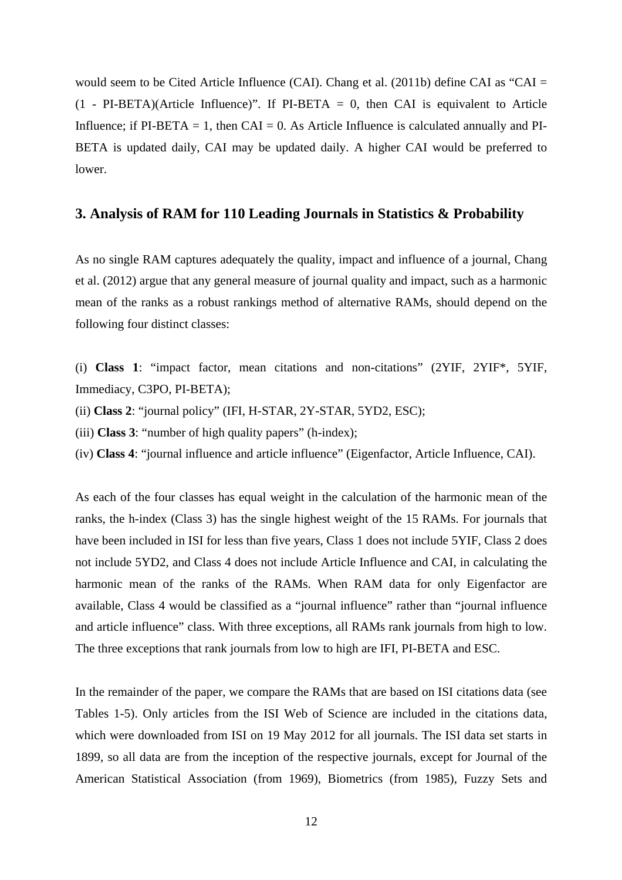would seem to be Cited Article Influence (CAI). Chang et al. (2011b) define CAI as "CAI = (1 - PI-BETA)(Article Influence)". If PI-BETA = 0, then CAI is equivalent to Article Influence; if PI-BETA = 1, then CAI = 0. As Article Influence is calculated annually and PI-BETA is updated daily, CAI may be updated daily. A higher CAI would be preferred to lower.

## 3. Analysis of RAM for 110 Leading Journals in Statistics & Probability

As no single RAM captures adequately the quality, impact and influence of a journal, Chang et al. (2012) argue that any general measure of journal quality and impact, such as a harmonic mean of the ranks as a robust rankings method of alternative RAMs, should depend on the following four distinct classes:

(i) **Class 1**: "impact factor, mean citations and non-citations" (2YIF, 2YIF*, 5YIF, Immediacy, C3PO, PI-BETA);
(ii) **Class 2**: "journal policy" (IFI, H-STAR, 2Y-STAR, 5YD2, ESC);
(iii) **Class 3**: "number of high quality papers" (h-index);
(iv) **Class 4**: "journal influence and article influence" (Eigenfactor, Article Influence, CAI).

As each of the four classes has equal weight in the calculation of the harmonic mean of the ranks, the h-index (Class 3) has the single highest weight of the 15 RAMs. For journals that have been included in ISI for less than five years, Class 1 does not include 5YIF, Class 2 does not include 5YD2, and Class 4 does not include Article Influence and CAI, in calculating the harmonic mean of the ranks of the RAMs. When RAM data for only Eigenfactor are available, Class 4 would be classified as a "journal influence" rather than "journal influence and article influence" class. With three exceptions, all RAMs rank journals from high to low. The three exceptions that rank journals from low to high are IFI, PI-BETA and ESC.

In the remainder of the paper, we compare the RAMs that are based on ISI citations data (see Tables 1-5). Only articles from the ISI Web of Science are included in the citations data, which were downloaded from ISI on 19 May 2012 for all journals. The ISI data set starts in 1899, so all data are from the inception of the respective journals, except for Journal of the American Statistical Association (from 1969), Biometrics (from 1985), Fuzzy Sets and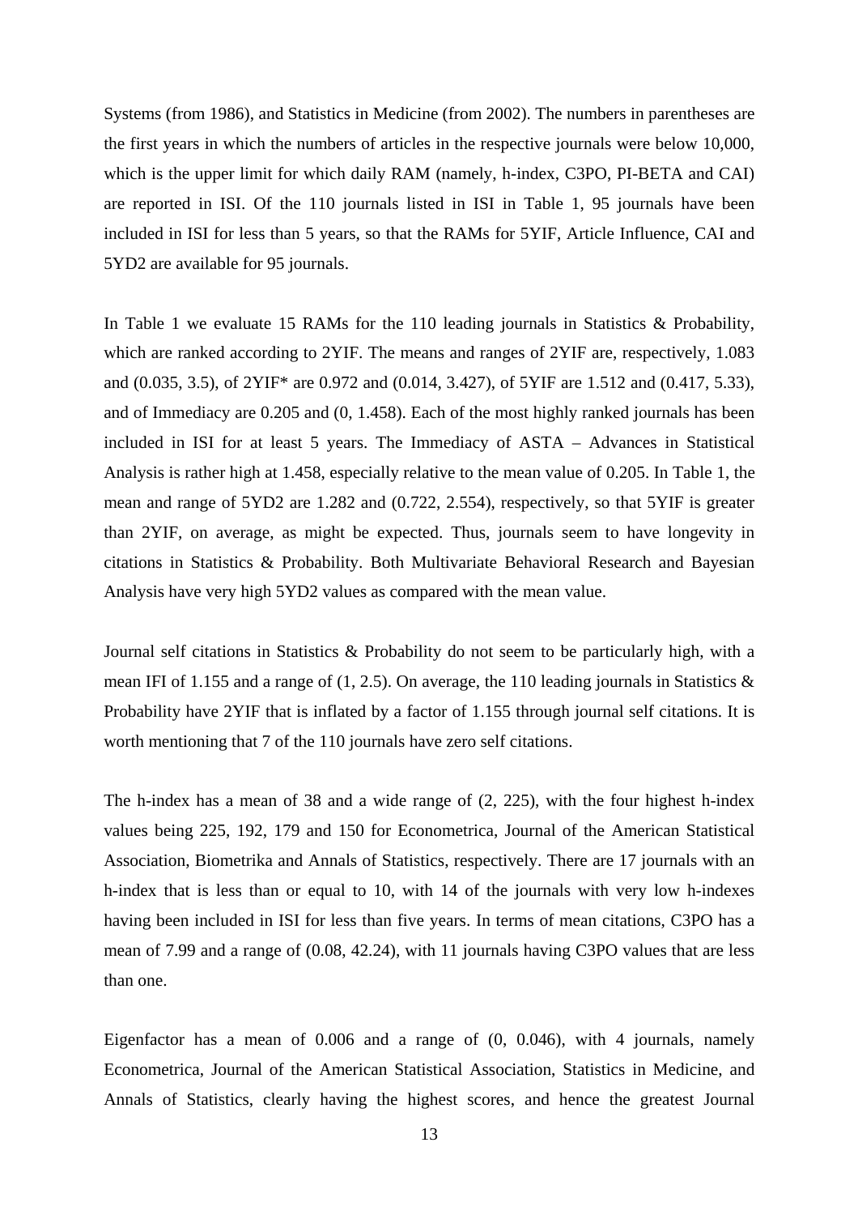Systems (from 1986), and Statistics in Medicine (from 2002). The numbers in parentheses are the first years in which the numbers of articles in the respective journals were below 10,000, which is the upper limit for which daily RAM (namely, h-index, C3PO, PI-BETA and CAI) are reported in ISI. Of the 110 journals listed in ISI in Table 1, 95 journals have been included in ISI for less than 5 years, so that the RAMs for 5YIF, Article Influence, CAI and 5YD2 are available for 95 journals.

In Table 1 we evaluate 15 RAMs for the 110 leading journals in Statistics & Probability, which are ranked according to 2YIF. The means and ranges of 2YIF are, respectively, 1.083 and (0.035, 3.5), of 2YIF* are 0.972 and (0.014, 3.427), of 5YIF are 1.512 and (0.417, 5.33), and of Immediacy are 0.205 and (0, 1.458). Each of the most highly ranked journals has been included in ISI for at least 5 years. The Immediacy of ASTA – Advances in Statistical Analysis is rather high at 1.458, especially relative to the mean value of 0.205. In Table 1, the mean and range of 5YD2 are 1.282 and (0.722, 2.554), respectively, so that 5YIF is greater than 2YIF, on average, as might be expected. Thus, journals seem to have longevity in citations in Statistics & Probability. Both Multivariate Behavioral Research and Bayesian Analysis have very high 5YD2 values as compared with the mean value.

Journal self citations in Statistics & Probability do not seem to be particularly high, with a mean IFI of 1.155 and a range of (1, 2.5). On average, the 110 leading journals in Statistics & Probability have 2YIF that is inflated by a factor of 1.155 through journal self citations. It is worth mentioning that 7 of the 110 journals have zero self citations.

The h-index has a mean of 38 and a wide range of (2, 225), with the four highest h-index values being 225, 192, 179 and 150 for Econometrica, Journal of the American Statistical Association, Biometrika and Annals of Statistics, respectively. There are 17 journals with an h-index that is less than or equal to 10, with 14 of the journals with very low h-indexes having been included in ISI for less than five years. In terms of mean citations, C3PO has a mean of 7.99 and a range of (0.08, 42.24), with 11 journals having C3PO values that are less than one.

Eigenfactor has a mean of 0.006 and a range of (0, 0.046), with 4 journals, namely Econometrica, Journal of the American Statistical Association, Statistics in Medicine, and Annals of Statistics, clearly having the highest scores, and hence the greatest Journal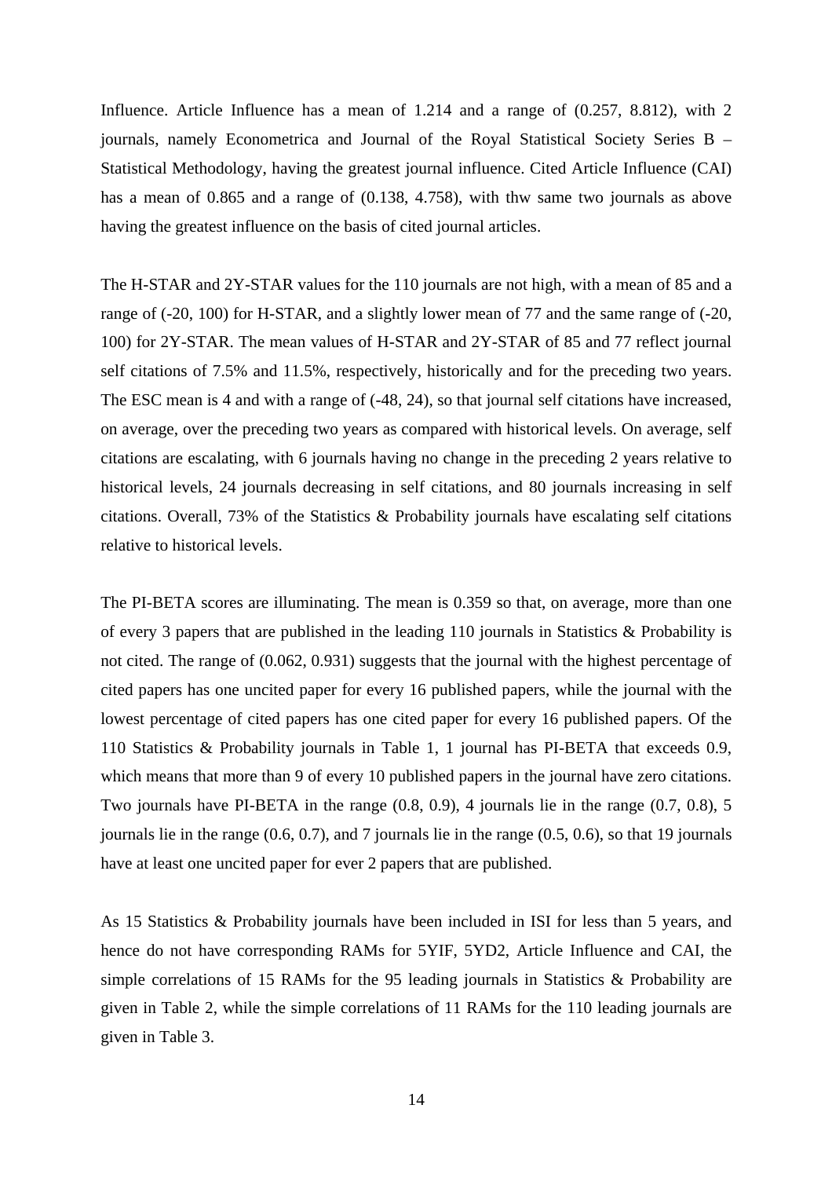Influence. Article Influence has a mean of 1.214 and a range of (0.257, 8.812), with 2 journals, namely Econometrica and Journal of the Royal Statistical Society Series B – Statistical Methodology, having the greatest journal influence. Cited Article Influence (CAI) has a mean of 0.865 and a range of (0.138, 4.758), with thw same two journals as above having the greatest influence on the basis of cited journal articles.

The H-STAR and 2Y-STAR values for the 110 journals are not high, with a mean of 85 and a range of (-20, 100) for H-STAR, and a slightly lower mean of 77 and the same range of (-20, 100) for 2Y-STAR. The mean values of H-STAR and 2Y-STAR of 85 and 77 reflect journal self citations of 7.5% and 11.5%, respectively, historically and for the preceding two years. The ESC mean is 4 and with a range of (-48, 24), so that journal self citations have increased, on average, over the preceding two years as compared with historical levels. On average, self citations are escalating, with 6 journals having no change in the preceding 2 years relative to historical levels, 24 journals decreasing in self citations, and 80 journals increasing in self citations. Overall, 73% of the Statistics & Probability journals have escalating self citations relative to historical levels.

The PI-BETA scores are illuminating. The mean is 0.359 so that, on average, more than one of every 3 papers that are published in the leading 110 journals in Statistics & Probability is not cited. The range of (0.062, 0.931) suggests that the journal with the highest percentage of cited papers has one uncited paper for every 16 published papers, while the journal with the lowest percentage of cited papers has one cited paper for every 16 published papers. Of the 110 Statistics & Probability journals in Table 1, 1 journal has PI-BETA that exceeds 0.9, which means that more than 9 of every 10 published papers in the journal have zero citations. Two journals have PI-BETA in the range (0.8, 0.9), 4 journals lie in the range (0.7, 0.8), 5 journals lie in the range (0.6, 0.7), and 7 journals lie in the range (0.5, 0.6), so that 19 journals have at least one uncited paper for ever 2 papers that are published.

As 15 Statistics & Probability journals have been included in ISI for less than 5 years, and hence do not have corresponding RAMs for 5YIF, 5YD2, Article Influence and CAI, the simple correlations of 15 RAMs for the 95 leading journals in Statistics & Probability are given in Table 2, while the simple correlations of 11 RAMs for the 110 leading journals are given in Table 3.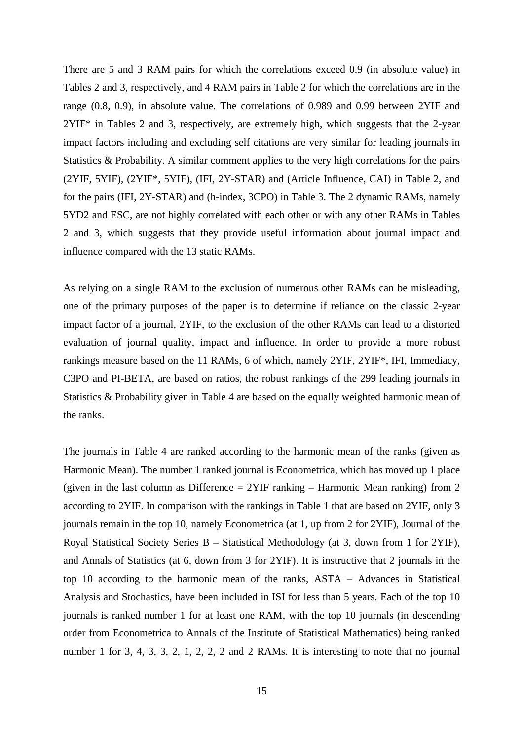There are 5 and 3 RAM pairs for which the correlations exceed 0.9 (in absolute value) in Tables 2 and 3, respectively, and 4 RAM pairs in Table 2 for which the correlations are in the range (0.8, 0.9), in absolute value. The correlations of 0.989 and 0.99 between 2YIF and 2YIF* in Tables 2 and 3, respectively, are extremely high, which suggests that the 2-year impact factors including and excluding self citations are very similar for leading journals in Statistics & Probability. A similar comment applies to the very high correlations for the pairs (2YIF, 5YIF), (2YIF*, 5YIF), (IFI, 2Y-STAR) and (Article Influence, CAI) in Table 2, and for the pairs (IFI, 2Y-STAR) and (h-index, 3CPO) in Table 3. The 2 dynamic RAMs, namely 5YD2 and ESC, are not highly correlated with each other or with any other RAMs in Tables 2 and 3, which suggests that they provide useful information about journal impact and influence compared with the 13 static RAMs.

As relying on a single RAM to the exclusion of numerous other RAMs can be misleading, one of the primary purposes of the paper is to determine if reliance on the classic 2-year impact factor of a journal, 2YIF, to the exclusion of the other RAMs can lead to a distorted evaluation of journal quality, impact and influence. In order to provide a more robust rankings measure based on the 11 RAMs, 6 of which, namely 2YIF, 2YIF*, IFI, Immediacy, C3PO and PI-BETA, are based on ratios, the robust rankings of the 299 leading journals in Statistics & Probability given in Table 4 are based on the equally weighted harmonic mean of the ranks.

The journals in Table 4 are ranked according to the harmonic mean of the ranks (given as Harmonic Mean). The number 1 ranked journal is Econometrica, which has moved up 1 place (given in the last column as Difference = 2YIF ranking – Harmonic Mean ranking) from 2 according to 2YIF. In comparison with the rankings in Table 1 that are based on 2YIF, only 3 journals remain in the top 10, namely Econometrica (at 1, up from 2 for 2YIF), Journal of the Royal Statistical Society Series B – Statistical Methodology (at 3, down from 1 for 2YIF), and Annals of Statistics (at 6, down from 3 for 2YIF). It is instructive that 2 journals in the top 10 according to the harmonic mean of the ranks, ASTA – Advances in Statistical Analysis and Stochastics, have been included in ISI for less than 5 years. Each of the top 10 journals is ranked number 1 for at least one RAM, with the top 10 journals (in descending order from Econometrica to Annals of the Institute of Statistical Mathematics) being ranked number 1 for 3, 4, 3, 3, 2, 1, 2, 2, 2 and 2 RAMs. It is interesting to note that no journal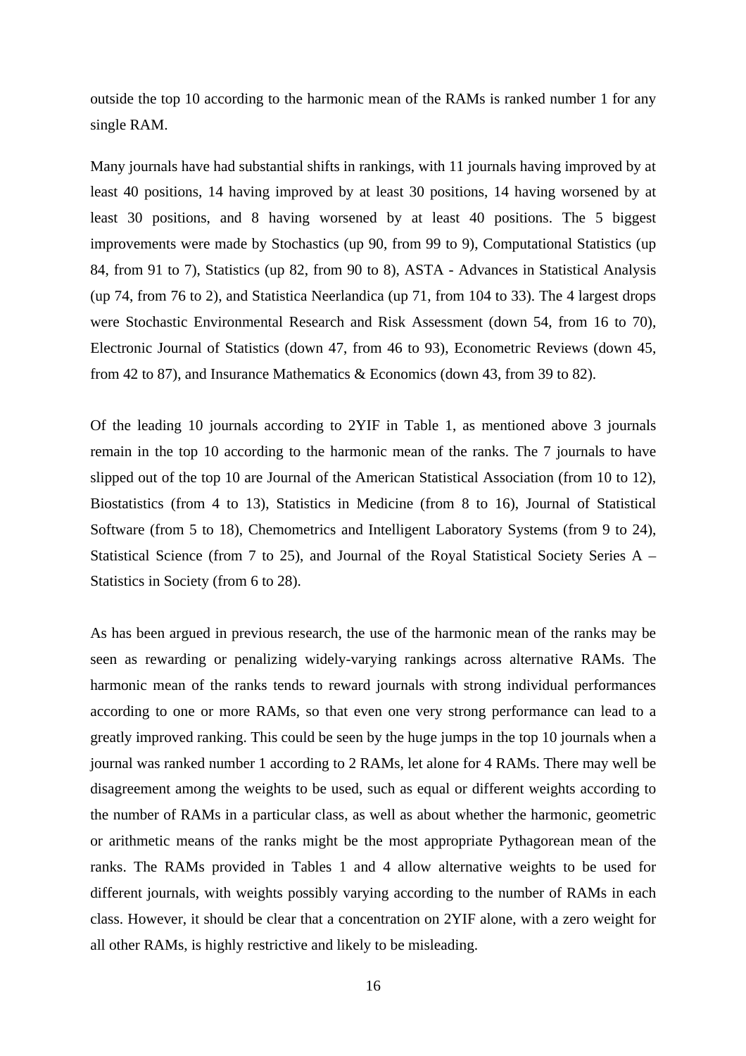outside the top 10 according to the harmonic mean of the RAMs is ranked number 1 for any single RAM.

Many journals have had substantial shifts in rankings, with 11 journals having improved by at least 40 positions, 14 having improved by at least 30 positions, 14 having worsened by at least 30 positions, and 8 having worsened by at least 40 positions. The 5 biggest improvements were made by Stochastics (up 90, from 99 to 9), Computational Statistics (up 84, from 91 to 7), Statistics (up 82, from 90 to 8), ASTA - Advances in Statistical Analysis (up 74, from 76 to 2), and Statistica Neerlandica (up 71, from 104 to 33). The 4 largest drops were Stochastic Environmental Research and Risk Assessment (down 54, from 16 to 70), Electronic Journal of Statistics (down 47, from 46 to 93), Econometric Reviews (down 45, from 42 to 87), and Insurance Mathematics & Economics (down 43, from 39 to 82).

Of the leading 10 journals according to 2YIF in Table 1, as mentioned above 3 journals remain in the top 10 according to the harmonic mean of the ranks. The 7 journals to have slipped out of the top 10 are Journal of the American Statistical Association (from 10 to 12), Biostatistics (from 4 to 13), Statistics in Medicine (from 8 to 16), Journal of Statistical Software (from 5 to 18), Chemometrics and Intelligent Laboratory Systems (from 9 to 24), Statistical Science (from 7 to 25), and Journal of the Royal Statistical Society Series A – Statistics in Society (from 6 to 28).

As has been argued in previous research, the use of the harmonic mean of the ranks may be seen as rewarding or penalizing widely-varying rankings across alternative RAMs. The harmonic mean of the ranks tends to reward journals with strong individual performances according to one or more RAMs, so that even one very strong performance can lead to a greatly improved ranking. This could be seen by the huge jumps in the top 10 journals when a journal was ranked number 1 according to 2 RAMs, let alone for 4 RAMs. There may well be disagreement among the weights to be used, such as equal or different weights according to the number of RAMs in a particular class, as well as about whether the harmonic, geometric or arithmetic means of the ranks might be the most appropriate Pythagorean mean of the ranks. The RAMs provided in Tables 1 and 4 allow alternative weights to be used for different journals, with weights possibly varying according to the number of RAMs in each class. However, it should be clear that a concentration on 2YIF alone, with a zero weight for all other RAMs, is highly restrictive and likely to be misleading.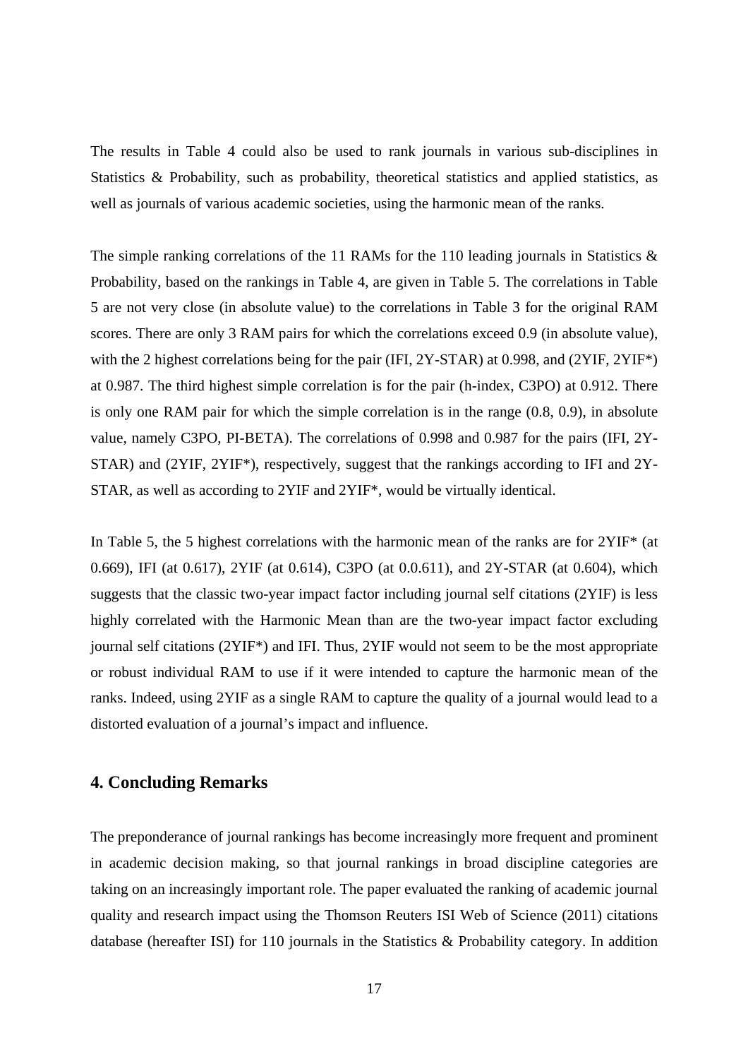The results in Table 4 could also be used to rank journals in various sub-disciplines in Statistics & Probability, such as probability, theoretical statistics and applied statistics, as well as journals of various academic societies, using the harmonic mean of the ranks.

The simple ranking correlations of the 11 RAMs for the 110 leading journals in Statistics & Probability, based on the rankings in Table 4, are given in Table 5. The correlations in Table 5 are not very close (in absolute value) to the correlations in Table 3 for the original RAM scores. There are only 3 RAM pairs for which the correlations exceed 0.9 (in absolute value), with the 2 highest correlations being for the pair (IFI, 2Y-STAR) at 0.998, and (2YIF, 2YIF*) at 0.987. The third highest simple correlation is for the pair (h-index, C3PO) at 0.912. There is only one RAM pair for which the simple correlation is in the range (0.8, 0.9), in absolute value, namely C3PO, PI-BETA). The correlations of 0.998 and 0.987 for the pairs (IFI, 2Y-STAR) and (2YIF, 2YIF*), respectively, suggest that the rankings according to IFI and 2Y-STAR, as well as according to 2YIF and 2YIF*, would be virtually identical.

In Table 5, the 5 highest correlations with the harmonic mean of the ranks are for 2YIF* (at 0.669), IFI (at 0.617), 2YIF (at 0.614), C3PO (at 0.0.611), and 2Y-STAR (at 0.604), which suggests that the classic two-year impact factor including journal self citations (2YIF) is less highly correlated with the Harmonic Mean than are the two-year impact factor excluding journal self citations (2YIF*) and IFI. Thus, 2YIF would not seem to be the most appropriate or robust individual RAM to use if it were intended to capture the harmonic mean of the ranks. Indeed, using 2YIF as a single RAM to capture the quality of a journal would lead to a distorted evaluation of a journal's impact and influence.

## 4. Concluding Remarks

The preponderance of journal rankings has become increasingly more frequent and prominent in academic decision making, so that journal rankings in broad discipline categories are taking on an increasingly important role. The paper evaluated the ranking of academic journal quality and research impact using the Thomson Reuters ISI Web of Science (2011) citations database (hereafter ISI) for 110 journals in the Statistics & Probability category. In addition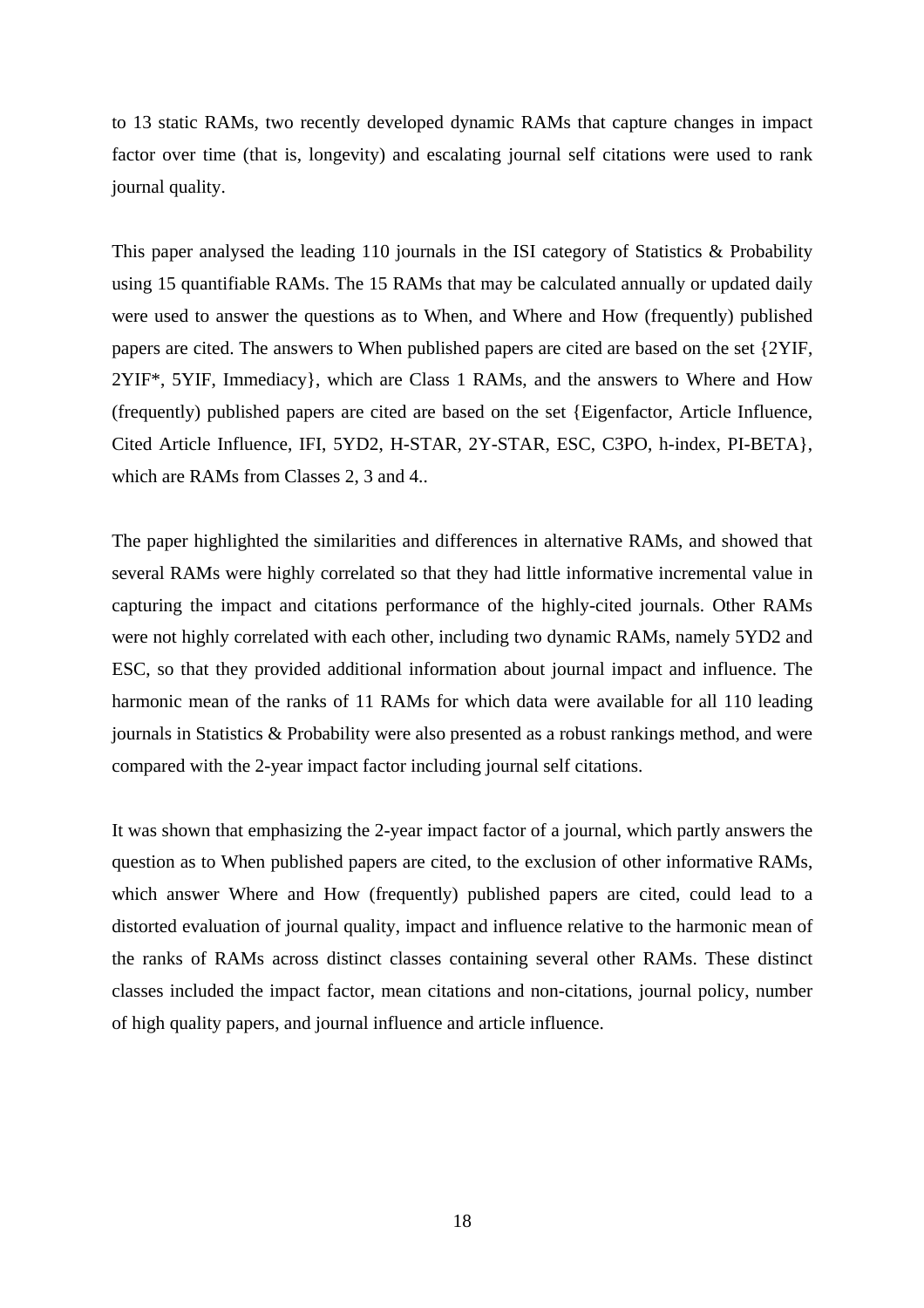to 13 static RAMs, two recently developed dynamic RAMs that capture changes in impact factor over time (that is, longevity) and escalating journal self citations were used to rank journal quality.

This paper analysed the leading 110 journals in the ISI category of Statistics & Probability using 15 quantifiable RAMs. The 15 RAMs that may be calculated annually or updated daily were used to answer the questions as to When, and Where and How (frequently) published papers are cited. The answers to When published papers are cited are based on the set {2YIF, 2YIF*, 5YIF, Immediacy}, which are Class 1 RAMs, and the answers to Where and How (frequently) published papers are cited are based on the set {Eigenfactor, Article Influence, Cited Article Influence, IFI, 5YD2, H-STAR, 2Y-STAR, ESC, C3PO, h-index, PI-BETA}, which are RAMs from Classes 2, 3 and 4..

The paper highlighted the similarities and differences in alternative RAMs, and showed that several RAMs were highly correlated so that they had little informative incremental value in capturing the impact and citations performance of the highly-cited journals. Other RAMs were not highly correlated with each other, including two dynamic RAMs, namely 5YD2 and ESC, so that they provided additional information about journal impact and influence. The harmonic mean of the ranks of 11 RAMs for which data were available for all 110 leading journals in Statistics & Probability were also presented as a robust rankings method, and were compared with the 2-year impact factor including journal self citations.

It was shown that emphasizing the 2-year impact factor of a journal, which partly answers the question as to When published papers are cited, to the exclusion of other informative RAMs, which answer Where and How (frequently) published papers are cited, could lead to a distorted evaluation of journal quality, impact and influence relative to the harmonic mean of the ranks of RAMs across distinct classes containing several other RAMs. These distinct classes included the impact factor, mean citations and non-citations, journal policy, number of high quality papers, and journal influence and article influence.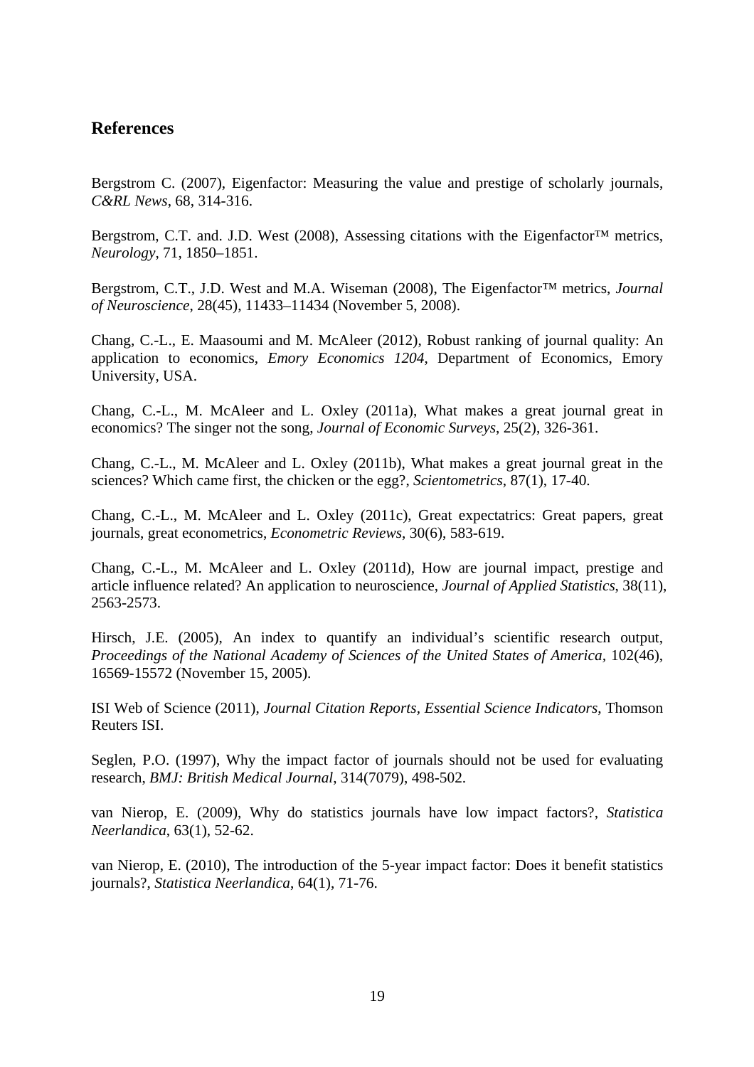## References

Bergstrom C. (2007), Eigenfactor: Measuring the value and prestige of scholarly journals, *C&RL News*, 68, 314-316.

Bergstrom, C.T. and. J.D. West (2008), Assessing citations with the Eigenfactor™ metrics, *Neurology*, 71, 1850–1851.

Bergstrom, C.T., J.D. West and M.A. Wiseman (2008), The Eigenfactor™ metrics, *Journal of Neuroscience*, 28(45), 11433–11434 (November 5, 2008).

Chang, C.-L., E. Maasoumi and M. McAleer (2012), Robust ranking of journal quality: An application to economics, *Emory Economics 1204*, Department of Economics, Emory University, USA.

Chang, C.-L., M. McAleer and L. Oxley (2011a), What makes a great journal great in economics? The singer not the song, *Journal of Economic Surveys*, 25(2), 326-361.

Chang, C.-L., M. McAleer and L. Oxley (2011b), What makes a great journal great in the sciences? Which came first, the chicken or the egg?, *Scientometrics*, 87(1), 17-40.

Chang, C.-L., M. McAleer and L. Oxley (2011c), Great expectatrics: Great papers, great journals, great econometrics, *Econometric Reviews*, 30(6), 583-619.

Chang, C.-L., M. McAleer and L. Oxley (2011d), How are journal impact, prestige and article influence related? An application to neuroscience, *Journal of Applied Statistics*, 38(11), 2563-2573.

Hirsch, J.E. (2005), An index to quantify an individual's scientific research output, *Proceedings of the National Academy of Sciences of the United States of America*, 102(46), 16569-15572 (November 15, 2005).

ISI Web of Science (2011), *Journal Citation Reports, Essential Science Indicators*, Thomson Reuters ISI.

Seglen, P.O. (1997), Why the impact factor of journals should not be used for evaluating research, *BMJ: British Medical Journal*, 314(7079), 498-502.

van Nierop, E. (2009), Why do statistics journals have low impact factors?, *Statistica Neerlandica*, 63(1), 52-62.

van Nierop, E. (2010), The introduction of the 5-year impact factor: Does it benefit statistics journals?, *Statistica Neerlandica*, 64(1), 71-76.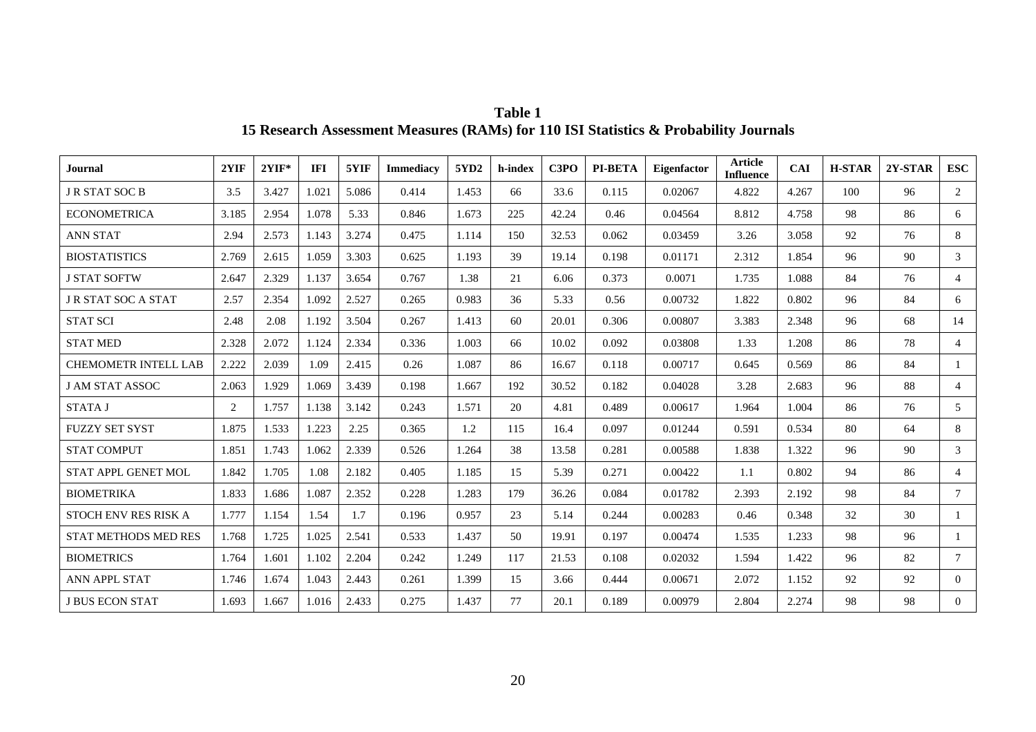**Table 1**

**15 Research Assessment Measures (RAMs) for 110 ISI Statistics & Probability Journals**

| Journal | 2YIF | 2YIF* | IFI | 5YIF | Immediacy | 5YD2 | h-index | C3PO | PI-BETA | Eigenfactor | Article Influence | CAI | H-STAR | 2Y-STAR | ESC |
|---|---|---|---|---|---|---|---|---|---|---|---|---|---|---|---|
| J R STAT SOC B | 3.5 | 3.427 | 1.021 | 5.086 | 0.414 | 1.453 | 66 | 33.6 | 0.115 | 0.02067 | 4.822 | 4.267 | 100 | 96 | 2 |
| ECONOMETRICA | 3.185 | 2.954 | 1.078 | 5.33 | 0.846 | 1.673 | 225 | 42.24 | 0.46 | 0.04564 | 8.812 | 4.758 | 98 | 86 | 6 |
| ANN STAT | 2.94 | 2.573 | 1.143 | 3.274 | 0.475 | 1.114 | 150 | 32.53 | 0.062 | 0.03459 | 3.26 | 3.058 | 92 | 76 | 8 |
| BIOSTATISTICS | 2.769 | 2.615 | 1.059 | 3.303 | 0.625 | 1.193 | 39 | 19.14 | 0.198 | 0.01171 | 2.312 | 1.854 | 96 | 90 | 3 |
| J STAT SOFTW | 2.647 | 2.329 | 1.137 | 3.654 | 0.767 | 1.38 | 21 | 6.06 | 0.373 | 0.0071 | 1.735 | 1.088 | 84 | 76 | 4 |
| J R STAT SOC A STAT | 2.57 | 2.354 | 1.092 | 2.527 | 0.265 | 0.983 | 36 | 5.33 | 0.56 | 0.00732 | 1.822 | 0.802 | 96 | 84 | 6 |
| STAT SCI | 2.48 | 2.08 | 1.192 | 3.504 | 0.267 | 1.413 | 60 | 20.01 | 0.306 | 0.00807 | 3.383 | 2.348 | 96 | 68 | 14 |
| STAT MED | 2.328 | 2.072 | 1.124 | 2.334 | 0.336 | 1.003 | 66 | 10.02 | 0.092 | 0.03808 | 1.33 | 1.208 | 86 | 78 | 4 |
| CHEMOMETR INTELL LAB | 2.222 | 2.039 | 1.09 | 2.415 | 0.26 | 1.087 | 86 | 16.67 | 0.118 | 0.00717 | 0.645 | 0.569 | 86 | 84 | 1 |
| J AM STAT ASSOC | 2.063 | 1.929 | 1.069 | 3.439 | 0.198 | 1.667 | 192 | 30.52 | 0.182 | 0.04028 | 3.28 | 2.683 | 96 | 88 | 4 |
| STATA J | 2 | 1.757 | 1.138 | 3.142 | 0.243 | 1.571 | 20 | 4.81 | 0.489 | 0.00617 | 1.964 | 1.004 | 86 | 76 | 5 |
| FUZZY SET SYST | 1.875 | 1.533 | 1.223 | 2.25 | 0.365 | 1.2 | 115 | 16.4 | 0.097 | 0.01244 | 0.591 | 0.534 | 80 | 64 | 8 |
| STAT COMPUT | 1.851 | 1.743 | 1.062 | 2.339 | 0.526 | 1.264 | 38 | 13.58 | 0.281 | 0.00588 | 1.838 | 1.322 | 96 | 90 | 3 |
| STAT APPL GENET MOL | 1.842 | 1.705 | 1.08 | 2.182 | 0.405 | 1.185 | 15 | 5.39 | 0.271 | 0.00422 | 1.1 | 0.802 | 94 | 86 | 4 |
| BIOMETRIKA | 1.833 | 1.686 | 1.087 | 2.352 | 0.228 | 1.283 | 179 | 36.26 | 0.084 | 0.01782 | 2.393 | 2.192 | 98 | 84 | 7 |
| STOCH ENV RES RISK A | 1.777 | 1.154 | 1.54 | 1.7 | 0.196 | 0.957 | 23 | 5.14 | 0.244 | 0.00283 | 0.46 | 0.348 | 32 | 30 | 1 |
| STAT METHODS MED RES | 1.768 | 1.725 | 1.025 | 2.541 | 0.533 | 1.437 | 50 | 19.91 | 0.197 | 0.00474 | 1.535 | 1.233 | 98 | 96 | 1 |
| BIOMETRICS | 1.764 | 1.601 | 1.102 | 2.204 | 0.242 | 1.249 | 117 | 21.53 | 0.108 | 0.02032 | 1.594 | 1.422 | 96 | 82 | 7 |
| ANN APPL STAT | 1.746 | 1.674 | 1.043 | 2.443 | 0.261 | 1.399 | 15 | 3.66 | 0.444 | 0.00671 | 2.072 | 1.152 | 92 | 92 | 0 |
| J BUS ECON STAT | 1.693 | 1.667 | 1.016 | 2.433 | 0.275 | 1.437 | 77 | 20.1 | 0.189 | 0.00979 | 2.804 | 2.274 | 98 | 98 | 0 |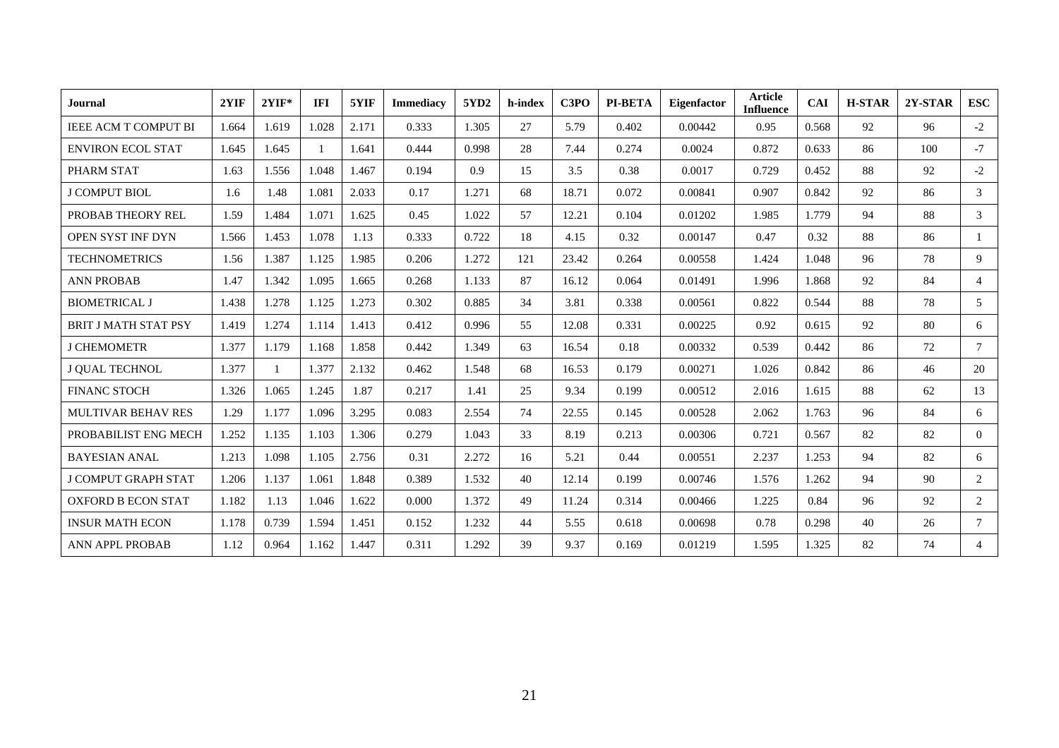| Journal | 2YIF | 2YIF* | IFI | 5YIF | Immediacy | 5YD2 | h-index | C3PO | PI-BETA | Eigenfactor | Article Influence | CAI | H-STAR | 2Y-STAR | ESC |
|---|---|---|---|---|---|---|---|---|---|---|---|---|---|---|---|
| IEEE ACM T COMPUT BI | 1.664 | 1.619 | 1.028 | 2.171 | 0.333 | 1.305 | 27 | 5.79 | 0.402 | 0.00442 | 0.95 | 0.568 | 92 | 96 | -2 |
| ENVIRON ECOL STAT | 1.645 | 1.645 | 1 | 1.641 | 0.444 | 0.998 | 28 | 7.44 | 0.274 | 0.0024 | 0.872 | 0.633 | 86 | 100 | -7 |
| PHARM STAT | 1.63 | 1.556 | 1.048 | 1.467 | 0.194 | 0.9 | 15 | 3.5 | 0.38 | 0.0017 | 0.729 | 0.452 | 88 | 92 | -2 |
| J COMPUT BIOL | 1.6 | 1.48 | 1.081 | 2.033 | 0.17 | 1.271 | 68 | 18.71 | 0.072 | 0.00841 | 0.907 | 0.842 | 92 | 86 | 3 |
| PROBAB THEORY REL | 1.59 | 1.484 | 1.071 | 1.625 | 0.45 | 1.022 | 57 | 12.21 | 0.104 | 0.01202 | 1.985 | 1.779 | 94 | 88 | 3 |
| OPEN SYST INF DYN | 1.566 | 1.453 | 1.078 | 1.13 | 0.333 | 0.722 | 18 | 4.15 | 0.32 | 0.00147 | 0.47 | 0.32 | 88 | 86 | 1 |
| TECHNOMETRICS | 1.56 | 1.387 | 1.125 | 1.985 | 0.206 | 1.272 | 121 | 23.42 | 0.264 | 0.00558 | 1.424 | 1.048 | 96 | 78 | 9 |
| ANN PROBAB | 1.47 | 1.342 | 1.095 | 1.665 | 0.268 | 1.133 | 87 | 16.12 | 0.064 | 0.01491 | 1.996 | 1.868 | 92 | 84 | 4 |
| BIOMETRICAL J | 1.438 | 1.278 | 1.125 | 1.273 | 0.302 | 0.885 | 34 | 3.81 | 0.338 | 0.00561 | 0.822 | 0.544 | 88 | 78 | 5 |
| BRIT J MATH STAT PSY | 1.419 | 1.274 | 1.114 | 1.413 | 0.412 | 0.996 | 55 | 12.08 | 0.331 | 0.00225 | 0.92 | 0.615 | 92 | 80 | 6 |
| J CHEMOMETR | 1.377 | 1.179 | 1.168 | 1.858 | 0.442 | 1.349 | 63 | 16.54 | 0.18 | 0.00332 | 0.539 | 0.442 | 86 | 72 | 7 |
| J QUAL TECHNOL | 1.377 | 1 | 1.377 | 2.132 | 0.462 | 1.548 | 68 | 16.53 | 0.179 | 0.00271 | 1.026 | 0.842 | 86 | 46 | 20 |
| FINANC STOCH | 1.326 | 1.065 | 1.245 | 1.87 | 0.217 | 1.41 | 25 | 9.34 | 0.199 | 0.00512 | 2.016 | 1.615 | 88 | 62 | 13 |
| MULTIVAR BEHAV RES | 1.29 | 1.177 | 1.096 | 3.295 | 0.083 | 2.554 | 74 | 22.55 | 0.145 | 0.00528 | 2.062 | 1.763 | 96 | 84 | 6 |
| PROBABILIST ENG MECH | 1.252 | 1.135 | 1.103 | 1.306 | 0.279 | 1.043 | 33 | 8.19 | 0.213 | 0.00306 | 0.721 | 0.567 | 82 | 82 | 0 |
| BAYESIAN ANAL | 1.213 | 1.098 | 1.105 | 2.756 | 0.31 | 2.272 | 16 | 5.21 | 0.44 | 0.00551 | 2.237 | 1.253 | 94 | 82 | 6 |
| J COMPUT GRAPH STAT | 1.206 | 1.137 | 1.061 | 1.848 | 0.389 | 1.532 | 40 | 12.14 | 0.199 | 0.00746 | 1.576 | 1.262 | 94 | 90 | 2 |
| OXFORD B ECON STAT | 1.182 | 1.13 | 1.046 | 1.622 | 0.000 | 1.372 | 49 | 11.24 | 0.314 | 0.00466 | 1.225 | 0.84 | 96 | 92 | 2 |
| INSUR MATH ECON | 1.178 | 0.739 | 1.594 | 1.451 | 0.152 | 1.232 | 44 | 5.55 | 0.618 | 0.00698 | 0.78 | 0.298 | 40 | 26 | 7 |
| ANN APPL PROBAB | 1.12 | 0.964 | 1.162 | 1.447 | 0.311 | 1.292 | 39 | 9.37 | 0.169 | 0.01219 | 1.595 | 1.325 | 82 | 74 | 4 |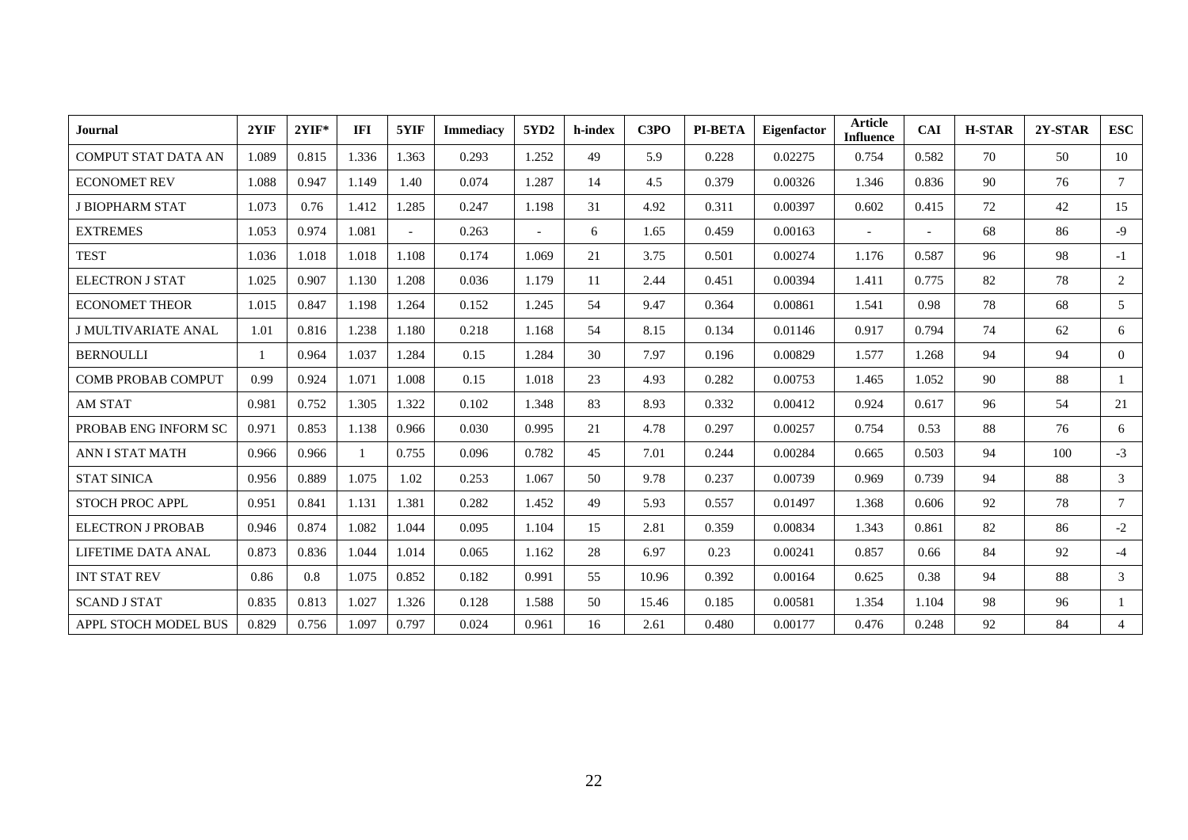| Journal | 2YIF | 2YIF* | IFI | 5YIF | Immediacy | 5YD2 | h-index | C3PO | PI-BETA | Eigenfactor | Article Influence | CAI | H-STAR | 2Y-STAR | ESC |
|---|---|---|---|---|---|---|---|---|---|---|---|---|---|---|---|
| COMPUT STAT DATA AN | 1.089 | 0.815 | 1.336 | 1.363 | 0.293 | 1.252 | 49 | 5.9 | 0.228 | 0.02275 | 0.754 | 0.582 | 70 | 50 | 10 |
| ECONOMET REV | 1.088 | 0.947 | 1.149 | 1.40 | 0.074 | 1.287 | 14 | 4.5 | 0.379 | 0.00326 | 1.346 | 0.836 | 90 | 76 | 7 |
| J BIOPHARM STAT | 1.073 | 0.76 | 1.412 | 1.285 | 0.247 | 1.198 | 31 | 4.92 | 0.311 | 0.00397 | 0.602 | 0.415 | 72 | 42 | 15 |
| EXTREMES | 1.053 | 0.974 | 1.081 | - | 0.263 | - | 6 | 1.65 | 0.459 | 0.00163 | - | - | 68 | 86 | -9 |
| TEST | 1.036 | 1.018 | 1.018 | 1.108 | 0.174 | 1.069 | 21 | 3.75 | 0.501 | 0.00274 | 1.176 | 0.587 | 96 | 98 | -1 |
| ELECTRON J STAT | 1.025 | 0.907 | 1.130 | 1.208 | 0.036 | 1.179 | 11 | 2.44 | 0.451 | 0.00394 | 1.411 | 0.775 | 82 | 78 | 2 |
| ECONOMET THEOR | 1.015 | 0.847 | 1.198 | 1.264 | 0.152 | 1.245 | 54 | 9.47 | 0.364 | 0.00861 | 1.541 | 0.98 | 78 | 68 | 5 |
| J MULTIVARIATE ANAL | 1.01 | 0.816 | 1.238 | 1.180 | 0.218 | 1.168 | 54 | 8.15 | 0.134 | 0.01146 | 0.917 | 0.794 | 74 | 62 | 6 |
| BERNOULLI | 1 | 0.964 | 1.037 | 1.284 | 0.15 | 1.284 | 30 | 7.97 | 0.196 | 0.00829 | 1.577 | 1.268 | 94 | 94 | 0 |
| COMB PROBAB COMPUT | 0.99 | 0.924 | 1.071 | 1.008 | 0.15 | 1.018 | 23 | 4.93 | 0.282 | 0.00753 | 1.465 | 1.052 | 90 | 88 | 1 |
| AM STAT | 0.981 | 0.752 | 1.305 | 1.322 | 0.102 | 1.348 | 83 | 8.93 | 0.332 | 0.00412 | 0.924 | 0.617 | 96 | 54 | 21 |
| PROBAB ENG INFORM SC | 0.971 | 0.853 | 1.138 | 0.966 | 0.030 | 0.995 | 21 | 4.78 | 0.297 | 0.00257 | 0.754 | 0.53 | 88 | 76 | 6 |
| ANN I STAT MATH | 0.966 | 0.966 | 1 | 0.755 | 0.096 | 0.782 | 45 | 7.01 | 0.244 | 0.00284 | 0.665 | 0.503 | 94 | 100 | -3 |
| STAT SINICA | 0.956 | 0.889 | 1.075 | 1.02 | 0.253 | 1.067 | 50 | 9.78 | 0.237 | 0.00739 | 0.969 | 0.739 | 94 | 88 | 3 |
| STOCH PROC APPL | 0.951 | 0.841 | 1.131 | 1.381 | 0.282 | 1.452 | 49 | 5.93 | 0.557 | 0.01497 | 1.368 | 0.606 | 92 | 78 | 7 |
| ELECTRON J PROBAB | 0.946 | 0.874 | 1.082 | 1.044 | 0.095 | 1.104 | 15 | 2.81 | 0.359 | 0.00834 | 1.343 | 0.861 | 82 | 86 | -2 |
| LIFETIME DATA ANAL | 0.873 | 0.836 | 1.044 | 1.014 | 0.065 | 1.162 | 28 | 6.97 | 0.23 | 0.00241 | 0.857 | 0.66 | 84 | 92 | -4 |
| INT STAT REV | 0.86 | 0.8 | 1.075 | 0.852 | 0.182 | 0.991 | 55 | 10.96 | 0.392 | 0.00164 | 0.625 | 0.38 | 94 | 88 | 3 |
| SCAND J STAT | 0.835 | 0.813 | 1.027 | 1.326 | 0.128 | 1.588 | 50 | 15.46 | 0.185 | 0.00581 | 1.354 | 1.104 | 98 | 96 | 1 |
| APPL STOCH MODEL BUS | 0.829 | 0.756 | 1.097 | 0.797 | 0.024 | 0.961 | 16 | 2.61 | 0.480 | 0.00177 | 0.476 | 0.248 | 92 | 84 | 4 |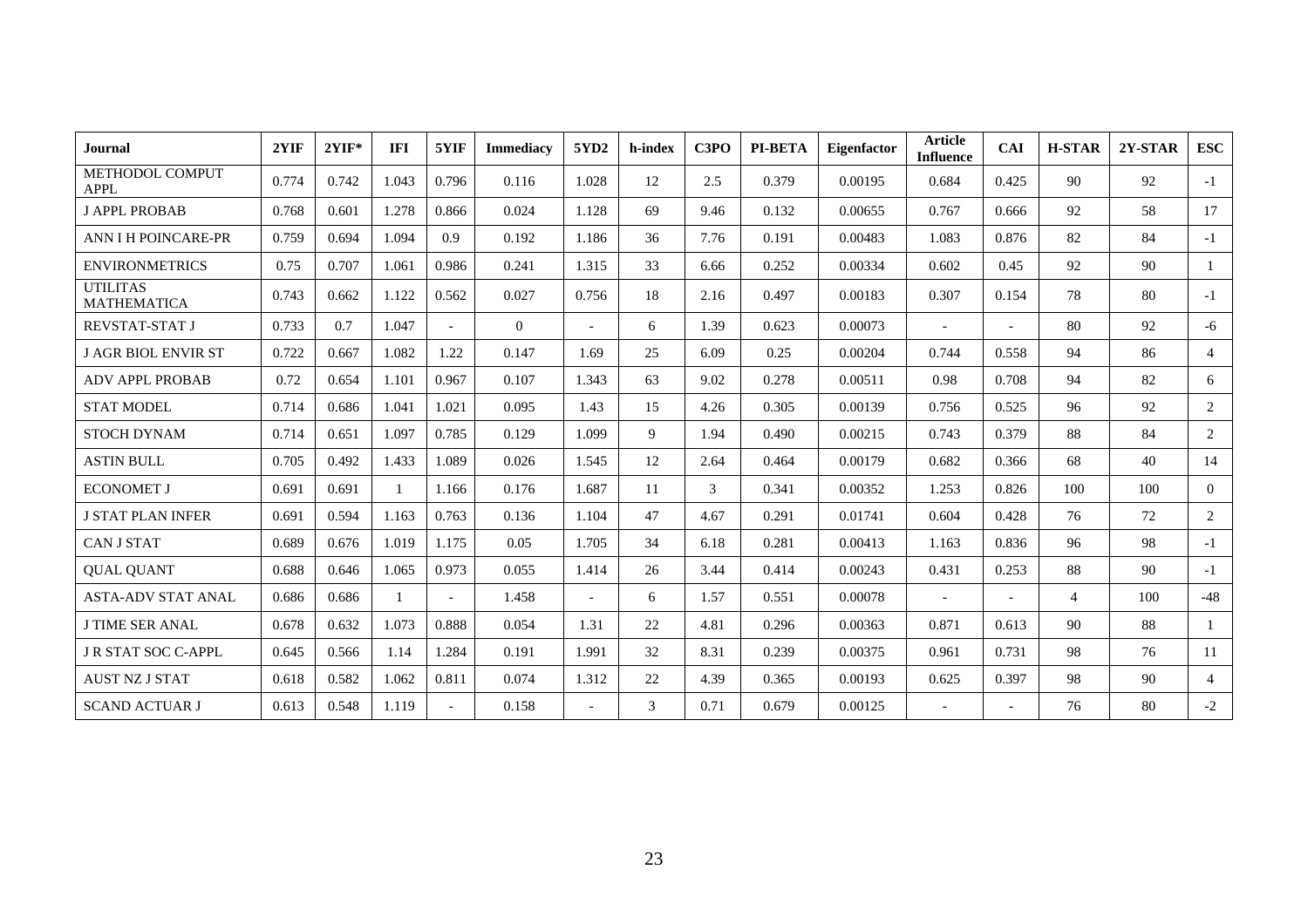| Journal | 2YIF | 2YIF* | IFI | 5YIF | Immediacy | 5YD2 | h-index | C3PO | PI-BETA | Eigenfactor | Article Influence | CAI | H-STAR | 2Y-STAR | ESC |
|---|---|---|---|---|---|---|---|---|---|---|---|---|---|---|---|
| METHODOL COMPUT APPL | 0.774 | 0.742 | 1.043 | 0.796 | 0.116 | 1.028 | 12 | 2.5 | 0.379 | 0.00195 | 0.684 | 0.425 | 90 | 92 | -1 |
| J APPL PROBAB | 0.768 | 0.601 | 1.278 | 0.866 | 0.024 | 1.128 | 69 | 9.46 | 0.132 | 0.00655 | 0.767 | 0.666 | 92 | 58 | 17 |
| ANN I H POINCARE-PR | 0.759 | 0.694 | 1.094 | 0.9 | 0.192 | 1.186 | 36 | 7.76 | 0.191 | 0.00483 | 1.083 | 0.876 | 82 | 84 | -1 |
| ENVIRONMETRICS | 0.75 | 0.707 | 1.061 | 0.986 | 0.241 | 1.315 | 33 | 6.66 | 0.252 | 0.00334 | 0.602 | 0.45 | 92 | 90 | 1 |
| UTILITAS MATHEMATICA | 0.743 | 0.662 | 1.122 | 0.562 | 0.027 | 0.756 | 18 | 2.16 | 0.497 | 0.00183 | 0.307 | 0.154 | 78 | 80 | -1 |
| REVSTAT-STAT J | 0.733 | 0.7 | 1.047 | - | 0 | - | 6 | 1.39 | 0.623 | 0.00073 | - | - | 80 | 92 | -6 |
| J AGR BIOL ENVIR ST | 0.722 | 0.667 | 1.082 | 1.22 | 0.147 | 1.69 | 25 | 6.09 | 0.25 | 0.00204 | 0.744 | 0.558 | 94 | 86 | 4 |
| ADV APPL PROBAB | 0.72 | 0.654 | 1.101 | 0.967 | 0.107 | 1.343 | 63 | 9.02 | 0.278 | 0.00511 | 0.98 | 0.708 | 94 | 82 | 6 |
| STAT MODEL | 0.714 | 0.686 | 1.041 | 1.021 | 0.095 | 1.43 | 15 | 4.26 | 0.305 | 0.00139 | 0.756 | 0.525 | 96 | 92 | 2 |
| STOCH DYNAM | 0.714 | 0.651 | 1.097 | 0.785 | 0.129 | 1.099 | 9 | 1.94 | 0.490 | 0.00215 | 0.743 | 0.379 | 88 | 84 | 2 |
| ASTIN BULL | 0.705 | 0.492 | 1.433 | 1.089 | 0.026 | 1.545 | 12 | 2.64 | 0.464 | 0.00179 | 0.682 | 0.366 | 68 | 40 | 14 |
| ECONOMET J | 0.691 | 0.691 | 1 | 1.166 | 0.176 | 1.687 | 11 | 3 | 0.341 | 0.00352 | 1.253 | 0.826 | 100 | 100 | 0 |
| J STAT PLAN INFER | 0.691 | 0.594 | 1.163 | 0.763 | 0.136 | 1.104 | 47 | 4.67 | 0.291 | 0.01741 | 0.604 | 0.428 | 76 | 72 | 2 |
| CAN J STAT | 0.689 | 0.676 | 1.019 | 1.175 | 0.05 | 1.705 | 34 | 6.18 | 0.281 | 0.00413 | 1.163 | 0.836 | 96 | 98 | -1 |
| QUAL QUANT | 0.688 | 0.646 | 1.065 | 0.973 | 0.055 | 1.414 | 26 | 3.44 | 0.414 | 0.00243 | 0.431 | 0.253 | 88 | 90 | -1 |
| ASTA-ADV STAT ANAL | 0.686 | 0.686 | 1 | - | 1.458 | - | 6 | 1.57 | 0.551 | 0.00078 | - | - | 4 | 100 | -48 |
| J TIME SER ANAL | 0.678 | 0.632 | 1.073 | 0.888 | 0.054 | 1.31 | 22 | 4.81 | 0.296 | 0.00363 | 0.871 | 0.613 | 90 | 88 | 1 |
| J R STAT SOC C-APPL | 0.645 | 0.566 | 1.14 | 1.284 | 0.191 | 1.991 | 32 | 8.31 | 0.239 | 0.00375 | 0.961 | 0.731 | 98 | 76 | 11 |
| AUST NZ J STAT | 0.618 | 0.582 | 1.062 | 0.811 | 0.074 | 1.312 | 22 | 4.39 | 0.365 | 0.00193 | 0.625 | 0.397 | 98 | 90 | 4 |
| SCAND ACTUAR J | 0.613 | 0.548 | 1.119 | - | 0.158 | - | 3 | 0.71 | 0.679 | 0.00125 | - | - | 76 | 80 | -2 |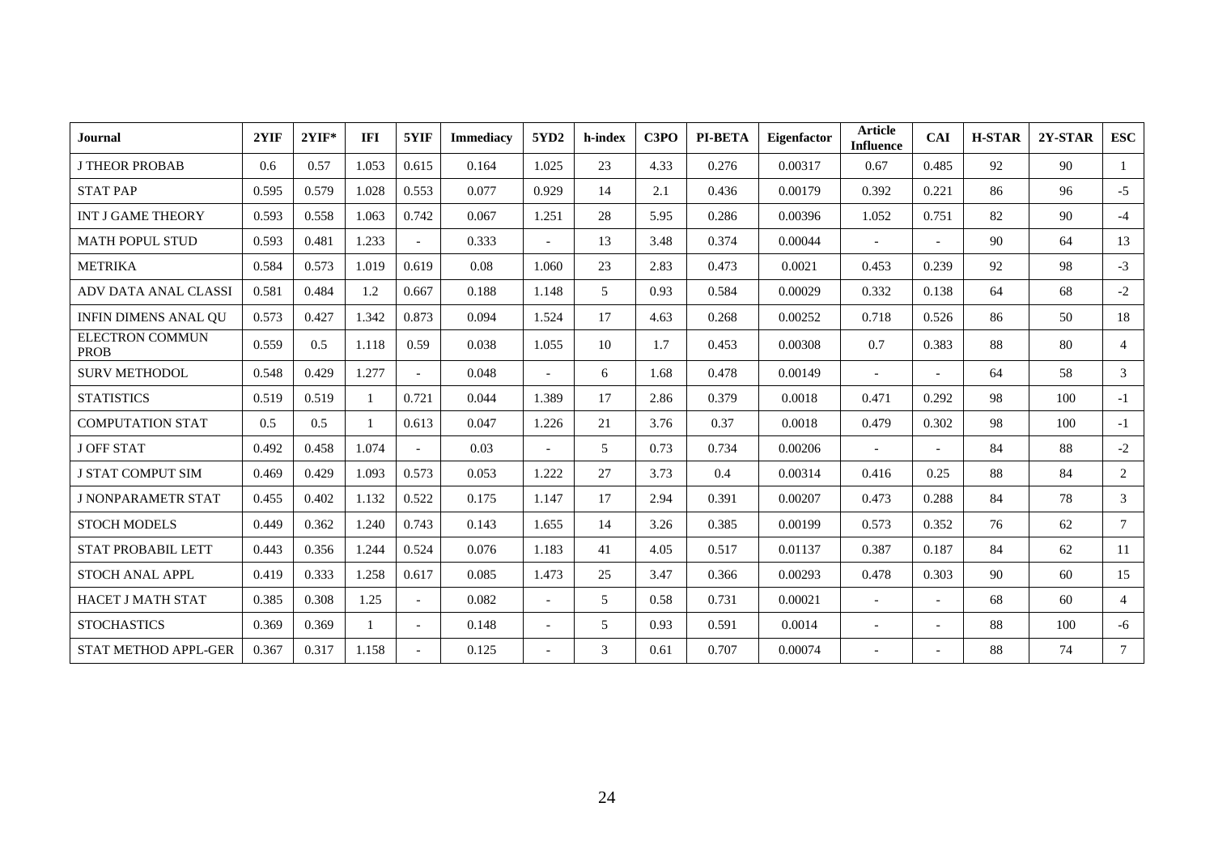| Journal | 2YIF | 2YIF* | IFI | 5YIF | Immediacy | 5YD2 | h-index | C3PO | PI-BETA | Eigenfactor | Article Influence | CAI | H-STAR | 2Y-STAR | ESC |
|---|---|---|---|---|---|---|---|---|---|---|---|---|---|---|---|
| J THEOR PROBAB | 0.6 | 0.57 | 1.053 | 0.615 | 0.164 | 1.025 | 23 | 4.33 | 0.276 | 0.00317 | 0.67 | 0.485 | 92 | 90 | 1 |
| STAT PAP | 0.595 | 0.579 | 1.028 | 0.553 | 0.077 | 0.929 | 14 | 2.1 | 0.436 | 0.00179 | 0.392 | 0.221 | 86 | 96 | -5 |
| INT J GAME THEORY | 0.593 | 0.558 | 1.063 | 0.742 | 0.067 | 1.251 | 28 | 5.95 | 0.286 | 0.00396 | 1.052 | 0.751 | 82 | 90 | -4 |
| MATH POPUL STUD | 0.593 | 0.481 | 1.233 | - | 0.333 | - | 13 | 3.48 | 0.374 | 0.00044 | - | - | 90 | 64 | 13 |
| METRIKA | 0.584 | 0.573 | 1.019 | 0.619 | 0.08 | 1.060 | 23 | 2.83 | 0.473 | 0.0021 | 0.453 | 0.239 | 92 | 98 | -3 |
| ADV DATA ANAL CLASSI | 0.581 | 0.484 | 1.2 | 0.667 | 0.188 | 1.148 | 5 | 0.93 | 0.584 | 0.00029 | 0.332 | 0.138 | 64 | 68 | -2 |
| INFIN DIMENS ANAL QU | 0.573 | 0.427 | 1.342 | 0.873 | 0.094 | 1.524 | 17 | 4.63 | 0.268 | 0.00252 | 0.718 | 0.526 | 86 | 50 | 18 |
| ELECTRON COMMUN PROB | 0.559 | 0.5 | 1.118 | 0.59 | 0.038 | 1.055 | 10 | 1.7 | 0.453 | 0.00308 | 0.7 | 0.383 | 88 | 80 | 4 |
| SURV METHODOL | 0.548 | 0.429 | 1.277 | - | 0.048 | - | 6 | 1.68 | 0.478 | 0.00149 | - | - | 64 | 58 | 3 |
| STATISTICS | 0.519 | 0.519 | 1 | 0.721 | 0.044 | 1.389 | 17 | 2.86 | 0.379 | 0.0018 | 0.471 | 0.292 | 98 | 100 | -1 |
| COMPUTATION STAT | 0.5 | 0.5 | 1 | 0.613 | 0.047 | 1.226 | 21 | 3.76 | 0.37 | 0.0018 | 0.479 | 0.302 | 98 | 100 | -1 |
| J OFF STAT | 0.492 | 0.458 | 1.074 | - | 0.03 | - | 5 | 0.73 | 0.734 | 0.00206 | - | - | 84 | 88 | -2 |
| J STAT COMPUT SIM | 0.469 | 0.429 | 1.093 | 0.573 | 0.053 | 1.222 | 27 | 3.73 | 0.4 | 0.00314 | 0.416 | 0.25 | 88 | 84 | 2 |
| J NONPARAMETR STAT | 0.455 | 0.402 | 1.132 | 0.522 | 0.175 | 1.147 | 17 | 2.94 | 0.391 | 0.00207 | 0.473 | 0.288 | 84 | 78 | 3 |
| STOCH MODELS | 0.449 | 0.362 | 1.240 | 0.743 | 0.143 | 1.655 | 14 | 3.26 | 0.385 | 0.00199 | 0.573 | 0.352 | 76 | 62 | 7 |
| STAT PROBABIL LETT | 0.443 | 0.356 | 1.244 | 0.524 | 0.076 | 1.183 | 41 | 4.05 | 0.517 | 0.01137 | 0.387 | 0.187 | 84 | 62 | 11 |
| STOCH ANAL APPL | 0.419 | 0.333 | 1.258 | 0.617 | 0.085 | 1.473 | 25 | 3.47 | 0.366 | 0.00293 | 0.478 | 0.303 | 90 | 60 | 15 |
| HACET J MATH STAT | 0.385 | 0.308 | 1.25 | - | 0.082 | - | 5 | 0.58 | 0.731 | 0.00021 | - | - | 68 | 60 | 4 |
| STOCHASTICS | 0.369 | 0.369 | 1 | - | 0.148 | - | 5 | 0.93 | 0.591 | 0.0014 | - | - | 88 | 100 | -6 |
| STAT METHOD APPL-GER | 0.367 | 0.317 | 1.158 | - | 0.125 | - | 3 | 0.61 | 0.707 | 0.00074 | - | - | 88 | 74 | 7 |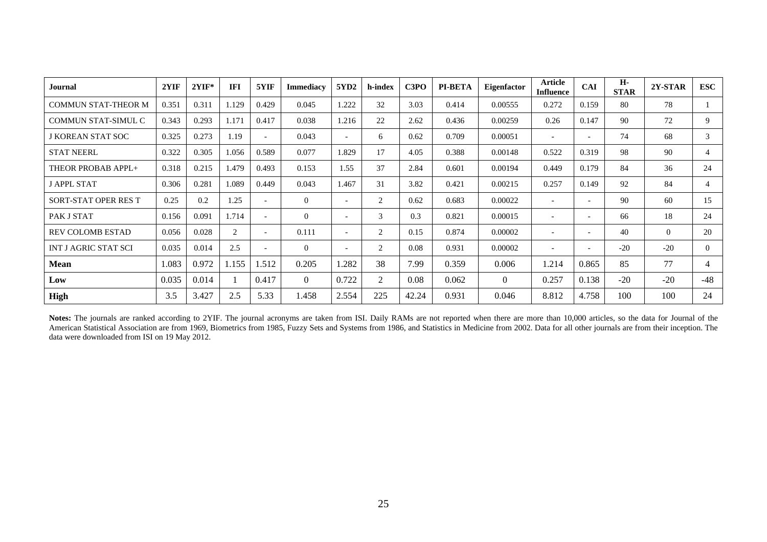| Journal | 2YIF | 2YIF* | IFI | 5YIF | Immediacy | 5YD2 | h-index | C3PO | PI-BETA | Eigenfactor | Article Influence | CAI | H-STAR | 2Y-STAR | ESC |
|---|---|---|---|---|---|---|---|---|---|---|---|---|---|---|---|
| COMMUN STAT-THEOR M | 0.351 | 0.311 | 1.129 | 0.429 | 0.045 | 1.222 | 32 | 3.03 | 0.414 | 0.00555 | 0.272 | 0.159 | 80 | 78 | 1 |
| COMMUN STAT-SIMUL C | 0.343 | 0.293 | 1.171 | 0.417 | 0.038 | 1.216 | 22 | 2.62 | 0.436 | 0.00259 | 0.26 | 0.147 | 90 | 72 | 9 |
| J KOREAN STAT SOC | 0.325 | 0.273 | 1.19 | - | 0.043 | - | 6 | 0.62 | 0.709 | 0.00051 | - | - | 74 | 68 | 3 |
| STAT NEERL | 0.322 | 0.305 | 1.056 | 0.589 | 0.077 | 1.829 | 17 | 4.05 | 0.388 | 0.00148 | 0.522 | 0.319 | 98 | 90 | 4 |
| THEOR PROBAB APPL+ | 0.318 | 0.215 | 1.479 | 0.493 | 0.153 | 1.55 | 37 | 2.84 | 0.601 | 0.00194 | 0.449 | 0.179 | 84 | 36 | 24 |
| J APPL STAT | 0.306 | 0.281 | 1.089 | 0.449 | 0.043 | 1.467 | 31 | 3.82 | 0.421 | 0.00215 | 0.257 | 0.149 | 92 | 84 | 4 |
| SORT-STAT OPER RES T | 0.25 | 0.2 | 1.25 | - | 0 | - | 2 | 0.62 | 0.683 | 0.00022 | - | - | 90 | 60 | 15 |
| PAK J STAT | 0.156 | 0.091 | 1.714 | - | 0 | - | 3 | 0.3 | 0.821 | 0.00015 | - | - | 66 | 18 | 24 |
| REV COLOMB ESTAD | 0.056 | 0.028 | 2 | - | 0.111 | - | 2 | 0.15 | 0.874 | 0.00002 | - | - | 40 | 0 | 20 |
| INT J AGRIC STAT SCI | 0.035 | 0.014 | 2.5 | - | 0 | - | 2 | 0.08 | 0.931 | 0.00002 | - | - | -20 | -20 | 0 |
| **Mean** | 1.083 | 0.972 | 1.155 | 1.512 | 0.205 | 1.282 | 38 | 7.99 | 0.359 | 0.006 | 1.214 | 0.865 | 85 | 77 | 4 |
| **Low** | 0.035 | 0.014 | 1 | 0.417 | 0 | 0.722 | 2 | 0.08 | 0.062 | 0 | 0.257 | 0.138 | -20 | -20 | -48 |
| **High** | 3.5 | 3.427 | 2.5 | 5.33 | 1.458 | 2.554 | 225 | 42.24 | 0.931 | 0.046 | 8.812 | 4.758 | 100 | 100 | 24 |

**Notes:** The journals are ranked according to 2YIF. The journal acronyms are taken from ISI. Daily RAMs are not reported when there are more than 10,000 articles, so the data for Journal of the American Statistical Association are from 1969, Biometrics from 1985, Fuzzy Sets and Systems from 1986, and Statistics in Medicine from 2002. Data for all other journals are from their inception. The data were downloaded from ISI on 19 May 2012.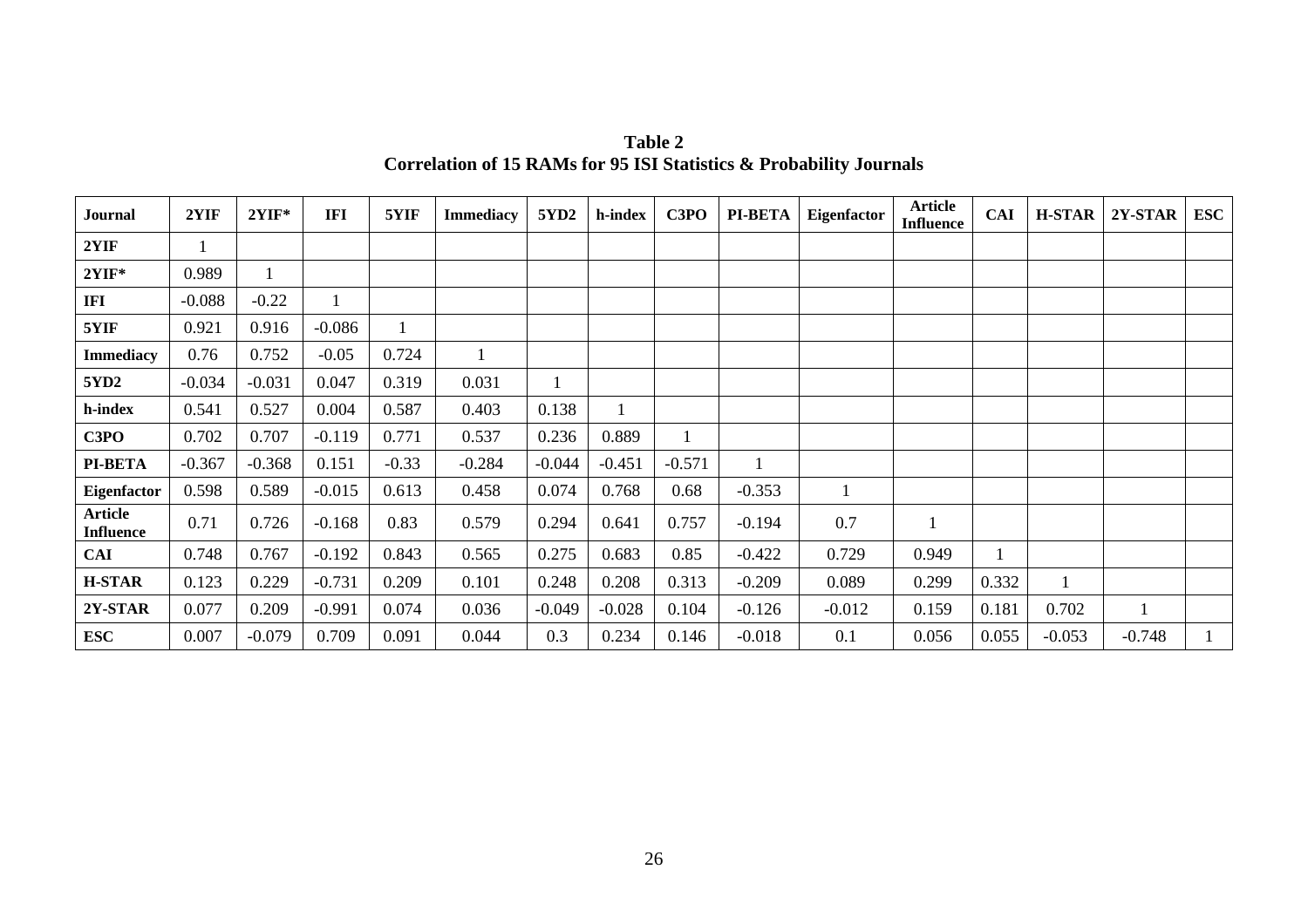**Table 2**
**Correlation of 15 RAMs for 95 ISI Statistics & Probability Journals**

| Journal | 2YIF | 2YIF* | IFI | 5YIF | Immediacy | 5YD2 | h-index | C3PO | PI-BETA | Eigenfactor | Article Influence | CAI | H-STAR | 2Y-STAR | ESC |
|---|---|---|---|---|---|---|---|---|---|---|---|---|---|---|---|
| **2YIF** | 1 | | | | | | | | | | | | | | |
| **2YIF*** | 0.989 | 1 | | | | | | | | | | | | | |
| **IFI** | -0.088 | -0.22 | 1 | | | | | | | | | | | | |
| **5YIF** | 0.921 | 0.916 | -0.086 | 1 | | | | | | | | | | | |
| **Immediacy** | 0.76 | 0.752 | -0.05 | 0.724 | 1 | | | | | | | | | | |
| **5YD2** | -0.034 | -0.031 | 0.047 | 0.319 | 0.031 | 1 | | | | | | | | | |
| **h-index** | 0.541 | 0.527 | 0.004 | 0.587 | 0.403 | 0.138 | 1 | | | | | | | | |
| **C3PO** | 0.702 | 0.707 | -0.119 | 0.771 | 0.537 | 0.236 | 0.889 | 1 | | | | | | | |
| **PI-BETA** | -0.367 | -0.368 | 0.151 | -0.33 | -0.284 | -0.044 | -0.451 | -0.571 | 1 | | | | | | |
| **Eigenfactor** | 0.598 | 0.589 | -0.015 | 0.613 | 0.458 | 0.074 | 0.768 | 0.68 | -0.353 | 1 | | | | | |
| **Article Influence** | 0.71 | 0.726 | -0.168 | 0.83 | 0.579 | 0.294 | 0.641 | 0.757 | -0.194 | 0.7 | 1 | | | | |
| **CAI** | 0.748 | 0.767 | -0.192 | 0.843 | 0.565 | 0.275 | 0.683 | 0.85 | -0.422 | 0.729 | 0.949 | 1 | | | |
| **H-STAR** | 0.123 | 0.229 | -0.731 | 0.209 | 0.101 | 0.248 | 0.208 | 0.313 | -0.209 | 0.089 | 0.299 | 0.332 | 1 | | |
| **2Y-STAR** | 0.077 | 0.209 | -0.991 | 0.074 | 0.036 | -0.049 | -0.028 | 0.104 | -0.126 | -0.012 | 0.159 | 0.181 | 0.702 | 1 | |
| **ESC** | 0.007 | -0.079 | 0.709 | 0.091 | 0.044 | 0.3 | 0.234 | 0.146 | -0.018 | 0.1 | 0.056 | 0.055 | -0.053 | -0.748 | 1 |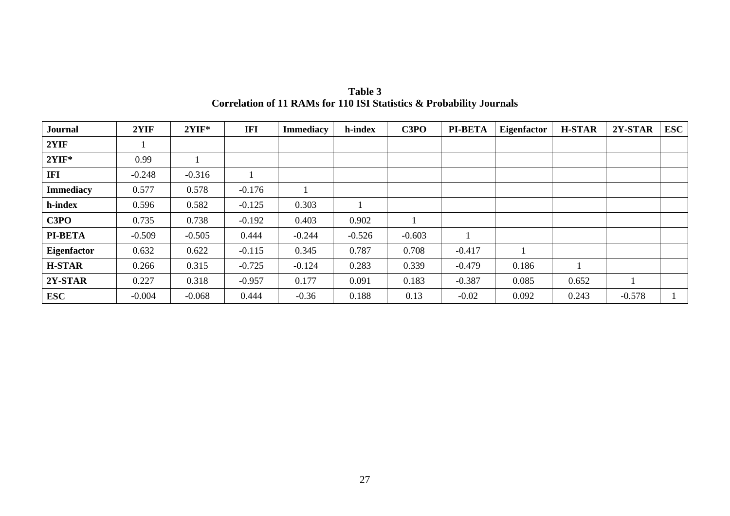**Table 3**
**Correlation of 11 RAMs for 110 ISI Statistics & Probability Journals**

| Journal | 2YIF | 2YIF* | IFI | Immediacy | h-index | C3PO | PI-BETA | Eigenfactor | H-STAR | 2Y-STAR | ESC |
|---|---|---|---|---|---|---|---|---|---|---|---|
| **2YIF** | 1 | | | | | | | | | | |
| **2YIF*** | 0.99 | 1 | | | | | | | | | |
| **IFI** | -0.248 | -0.316 | 1 | | | | | | | | |
| **Immediacy** | 0.577 | 0.578 | -0.176 | 1 | | | | | | | |
| **h-index** | 0.596 | 0.582 | -0.125 | 0.303 | 1 | | | | | | |
| **C3PO** | 0.735 | 0.738 | -0.192 | 0.403 | 0.902 | 1 | | | | | |
| **PI-BETA** | -0.509 | -0.505 | 0.444 | -0.244 | -0.526 | -0.603 | 1 | | | | |
| **Eigenfactor** | 0.632 | 0.622 | -0.115 | 0.345 | 0.787 | 0.708 | -0.417 | 1 | | | |
| **H-STAR** | 0.266 | 0.315 | -0.725 | -0.124 | 0.283 | 0.339 | -0.479 | 0.186 | 1 | | |
| **2Y-STAR** | 0.227 | 0.318 | -0.957 | 0.177 | 0.091 | 0.183 | -0.387 | 0.085 | 0.652 | 1 | |
| **ESC** | -0.004 | -0.068 | 0.444 | -0.36 | 0.188 | 0.13 | -0.02 | 0.092 | 0.243 | -0.578 | 1 |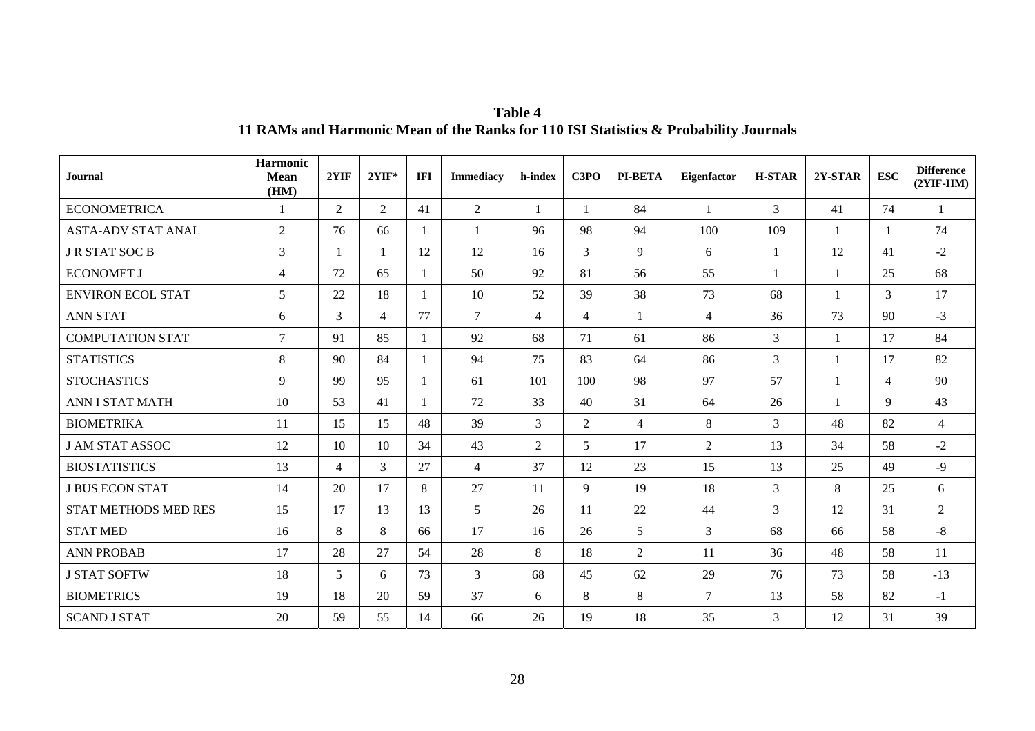**Table 4**
**11 RAMs and Harmonic Mean of the Ranks for 110 ISI Statistics & Probability Journals**

| Journal | Harmonic Mean (HM) | 2YIF | 2YIF* | IFI | Immediacy | h-index | C3PO | PI-BETA | Eigenfactor | H-STAR | 2Y-STAR | ESC | Difference (2YIF-HM) |
|---|---|---|---|---|---|---|---|---|---|---|---|---|---|
| ECONOMETRICA | 1 | 2 | 2 | 41 | 2 | 1 | 1 | 84 | 1 | 3 | 41 | 74 | 1 |
| ASTA-ADV STAT ANAL | 2 | 76 | 66 | 1 | 1 | 96 | 98 | 94 | 100 | 109 | 1 | 1 | 74 |
| J R STAT SOC B | 3 | 1 | 1 | 12 | 12 | 16 | 3 | 9 | 6 | 1 | 12 | 41 | -2 |
| ECONOMET J | 4 | 72 | 65 | 1 | 50 | 92 | 81 | 56 | 55 | 1 | 1 | 25 | 68 |
| ENVIRON ECOL STAT | 5 | 22 | 18 | 1 | 10 | 52 | 39 | 38 | 73 | 68 | 1 | 3 | 17 |
| ANN STAT | 6 | 3 | 4 | 77 | 7 | 4 | 4 | 1 | 4 | 36 | 73 | 90 | -3 |
| COMPUTATION STAT | 7 | 91 | 85 | 1 | 92 | 68 | 71 | 61 | 86 | 3 | 1 | 17 | 84 |
| STATISTICS | 8 | 90 | 84 | 1 | 94 | 75 | 83 | 64 | 86 | 3 | 1 | 17 | 82 |
| STOCHASTICS | 9 | 99 | 95 | 1 | 61 | 101 | 100 | 98 | 97 | 57 | 1 | 4 | 90 |
| ANN I STAT MATH | 10 | 53 | 41 | 1 | 72 | 33 | 40 | 31 | 64 | 26 | 1 | 9 | 43 |
| BIOMETRIKA | 11 | 15 | 15 | 48 | 39 | 3 | 2 | 4 | 8 | 3 | 48 | 82 | 4 |
| J AM STAT ASSOC | 12 | 10 | 10 | 34 | 43 | 2 | 5 | 17 | 2 | 13 | 34 | 58 | -2 |
| BIOSTATISTICS | 13 | 4 | 3 | 27 | 4 | 37 | 12 | 23 | 15 | 13 | 25 | 49 | -9 |
| J BUS ECON STAT | 14 | 20 | 17 | 8 | 27 | 11 | 9 | 19 | 18 | 3 | 8 | 25 | 6 |
| STAT METHODS MED RES | 15 | 17 | 13 | 13 | 5 | 26 | 11 | 22 | 44 | 3 | 12 | 31 | 2 |
| STAT MED | 16 | 8 | 8 | 66 | 17 | 16 | 26 | 5 | 3 | 68 | 66 | 58 | -8 |
| ANN PROBAB | 17 | 28 | 27 | 54 | 28 | 8 | 18 | 2 | 11 | 36 | 48 | 58 | 11 |
| J STAT SOFTW | 18 | 5 | 6 | 73 | 3 | 68 | 45 | 62 | 29 | 76 | 73 | 58 | -13 |
| BIOMETRICS | 19 | 18 | 20 | 59 | 37 | 6 | 8 | 8 | 7 | 13 | 58 | 82 | -1 |
| SCAND J STAT | 20 | 59 | 55 | 14 | 66 | 26 | 19 | 18 | 35 | 3 | 12 | 31 | 39 |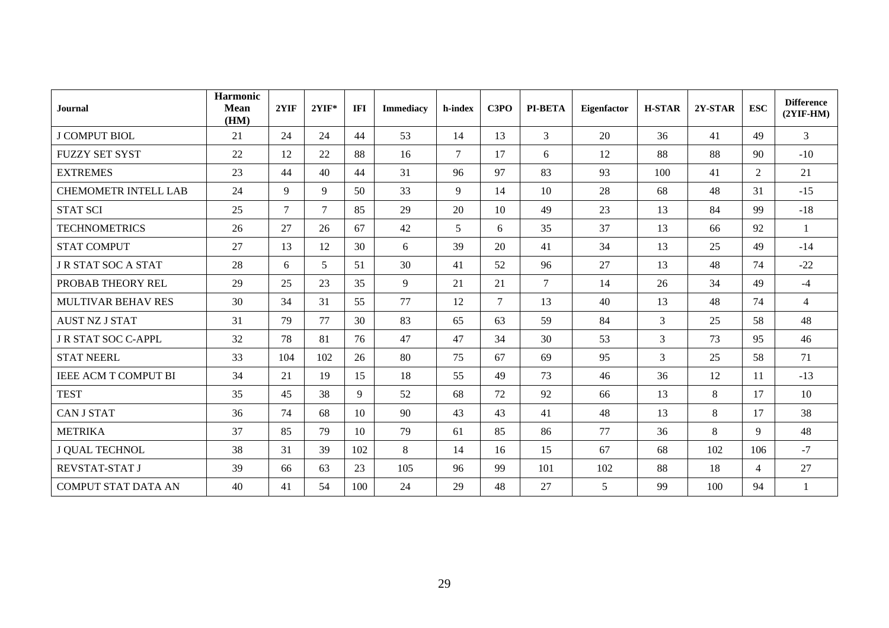| Journal | Harmonic Mean (HM) | 2YIF | 2YIF* | IFI | Immediacy | h-index | C3PO | PI-BETA | Eigenfactor | H-STAR | 2Y-STAR | ESC | Difference (2YIF-HM) |
|---|---|---|---|---|---|---|---|---|---|---|---|---|---|
| J COMPUT BIOL | 21 | 24 | 24 | 44 | 53 | 14 | 13 | 3 | 20 | 36 | 41 | 49 | 3 |
| FUZZY SET SYST | 22 | 12 | 22 | 88 | 16 | 7 | 17 | 6 | 12 | 88 | 88 | 90 | -10 |
| EXTREMES | 23 | 44 | 40 | 44 | 31 | 96 | 97 | 83 | 93 | 100 | 41 | 2 | 21 |
| CHEMOMETR INTELL LAB | 24 | 9 | 9 | 50 | 33 | 9 | 14 | 10 | 28 | 68 | 48 | 31 | -15 |
| STAT SCI | 25 | 7 | 7 | 85 | 29 | 20 | 10 | 49 | 23 | 13 | 84 | 99 | -18 |
| TECHNOMETRICS | 26 | 27 | 26 | 67 | 42 | 5 | 6 | 35 | 37 | 13 | 66 | 92 | 1 |
| STAT COMPUT | 27 | 13 | 12 | 30 | 6 | 39 | 20 | 41 | 34 | 13 | 25 | 49 | -14 |
| J R STAT SOC A STAT | 28 | 6 | 5 | 51 | 30 | 41 | 52 | 96 | 27 | 13 | 48 | 74 | -22 |
| PROBAB THEORY REL | 29 | 25 | 23 | 35 | 9 | 21 | 21 | 7 | 14 | 26 | 34 | 49 | -4 |
| MULTIVAR BEHAV RES | 30 | 34 | 31 | 55 | 77 | 12 | 7 | 13 | 40 | 13 | 48 | 74 | 4 |
| AUST NZ J STAT | 31 | 79 | 77 | 30 | 83 | 65 | 63 | 59 | 84 | 3 | 25 | 58 | 48 |
| J R STAT SOC C-APPL | 32 | 78 | 81 | 76 | 47 | 47 | 34 | 30 | 53 | 3 | 73 | 95 | 46 |
| STAT NEERL | 33 | 104 | 102 | 26 | 80 | 75 | 67 | 69 | 95 | 3 | 25 | 58 | 71 |
| IEEE ACM T COMPUT BI | 34 | 21 | 19 | 15 | 18 | 55 | 49 | 73 | 46 | 36 | 12 | 11 | -13 |
| TEST | 35 | 45 | 38 | 9 | 52 | 68 | 72 | 92 | 66 | 13 | 8 | 17 | 10 |
| CAN J STAT | 36 | 74 | 68 | 10 | 90 | 43 | 43 | 41 | 48 | 13 | 8 | 17 | 38 |
| METRIKA | 37 | 85 | 79 | 10 | 79 | 61 | 85 | 86 | 77 | 36 | 8 | 9 | 48 |
| J QUAL TECHNOL | 38 | 31 | 39 | 102 | 8 | 14 | 16 | 15 | 67 | 68 | 102 | 106 | -7 |
| REVSTAT-STAT J | 39 | 66 | 63 | 23 | 105 | 96 | 99 | 101 | 102 | 88 | 18 | 4 | 27 |
| COMPUT STAT DATA AN | 40 | 41 | 54 | 100 | 24 | 29 | 48 | 27 | 5 | 99 | 100 | 94 | 1 |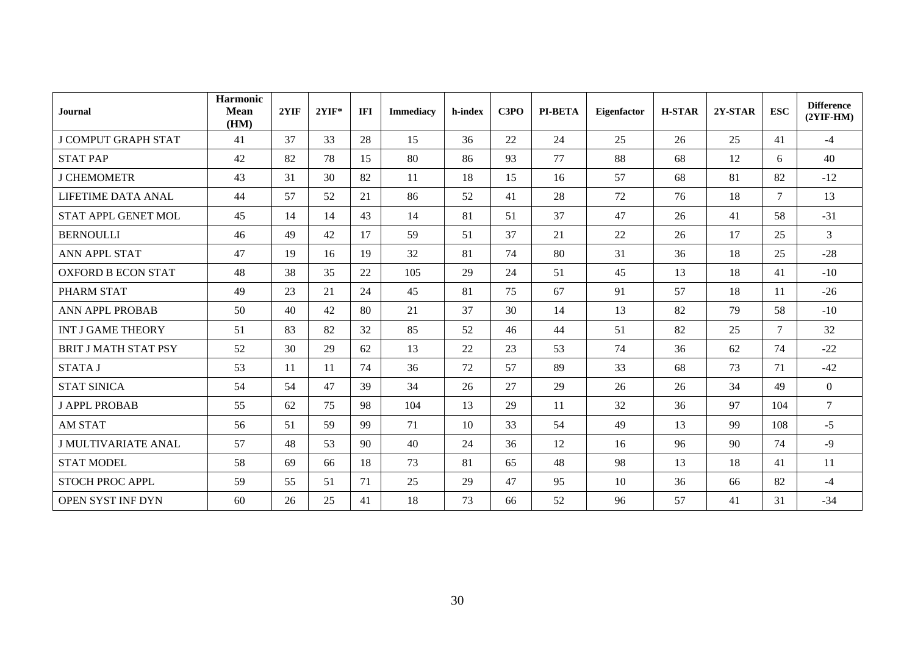| Journal | Harmonic Mean (HM) | 2YIF | 2YIF* | IFI | Immediacy | h-index | C3PO | PI-BETA | Eigenfactor | H-STAR | 2Y-STAR | ESC | Difference (2YIF-HM) |
|---|---|---|---|---|---|---|---|---|---|---|---|---|---|
| J COMPUT GRAPH STAT | 41 | 37 | 33 | 28 | 15 | 36 | 22 | 24 | 25 | 26 | 25 | 41 | -4 |
| STAT PAP | 42 | 82 | 78 | 15 | 80 | 86 | 93 | 77 | 88 | 68 | 12 | 6 | 40 |
| J CHEMOMETR | 43 | 31 | 30 | 82 | 11 | 18 | 15 | 16 | 57 | 68 | 81 | 82 | -12 |
| LIFETIME DATA ANAL | 44 | 57 | 52 | 21 | 86 | 52 | 41 | 28 | 72 | 76 | 18 | 7 | 13 |
| STAT APPL GENET MOL | 45 | 14 | 14 | 43 | 14 | 81 | 51 | 37 | 47 | 26 | 41 | 58 | -31 |
| BERNOULLI | 46 | 49 | 42 | 17 | 59 | 51 | 37 | 21 | 22 | 26 | 17 | 25 | 3 |
| ANN APPL STAT | 47 | 19 | 16 | 19 | 32 | 81 | 74 | 80 | 31 | 36 | 18 | 25 | -28 |
| OXFORD B ECON STAT | 48 | 38 | 35 | 22 | 105 | 29 | 24 | 51 | 45 | 13 | 18 | 41 | -10 |
| PHARM STAT | 49 | 23 | 21 | 24 | 45 | 81 | 75 | 67 | 91 | 57 | 18 | 11 | -26 |
| ANN APPL PROBAB | 50 | 40 | 42 | 80 | 21 | 37 | 30 | 14 | 13 | 82 | 79 | 58 | -10 |
| INT J GAME THEORY | 51 | 83 | 82 | 32 | 85 | 52 | 46 | 44 | 51 | 82 | 25 | 7 | 32 |
| BRIT J MATH STAT PSY | 52 | 30 | 29 | 62 | 13 | 22 | 23 | 53 | 74 | 36 | 62 | 74 | -22 |
| STATA J | 53 | 11 | 11 | 74 | 36 | 72 | 57 | 89 | 33 | 68 | 73 | 71 | -42 |
| STAT SINICA | 54 | 54 | 47 | 39 | 34 | 26 | 27 | 29 | 26 | 26 | 34 | 49 | 0 |
| J APPL PROBAB | 55 | 62 | 75 | 98 | 104 | 13 | 29 | 11 | 32 | 36 | 97 | 104 | 7 |
| AM STAT | 56 | 51 | 59 | 99 | 71 | 10 | 33 | 54 | 49 | 13 | 99 | 108 | -5 |
| J MULTIVARIATE ANAL | 57 | 48 | 53 | 90 | 40 | 24 | 36 | 12 | 16 | 96 | 90 | 74 | -9 |
| STAT MODEL | 58 | 69 | 66 | 18 | 73 | 81 | 65 | 48 | 98 | 13 | 18 | 41 | 11 |
| STOCH PROC APPL | 59 | 55 | 51 | 71 | 25 | 29 | 47 | 95 | 10 | 36 | 66 | 82 | -4 |
| OPEN SYST INF DYN | 60 | 26 | 25 | 41 | 18 | 73 | 66 | 52 | 96 | 57 | 41 | 31 | -34 |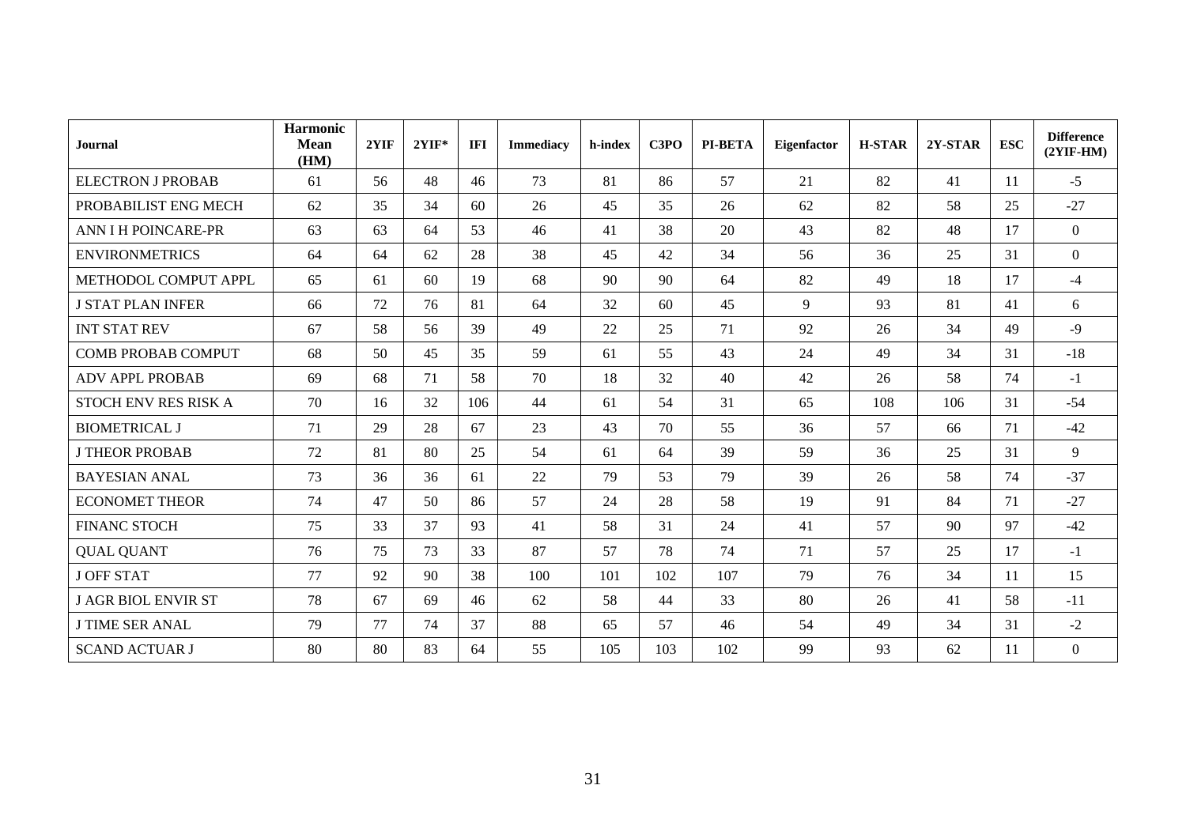| Journal | Harmonic Mean (HM) | 2YIF | 2YIF* | IFI | Immediacy | h-index | C3PO | PI-BETA | Eigenfactor | H-STAR | 2Y-STAR | ESC | Difference (2YIF-HM) |
|---|---|---|---|---|---|---|---|---|---|---|---|---|---|
| ELECTRON J PROBAB | 61 | 56 | 48 | 46 | 73 | 81 | 86 | 57 | 21 | 82 | 41 | 11 | -5 |
| PROBABILIST ENG MECH | 62 | 35 | 34 | 60 | 26 | 45 | 35 | 26 | 62 | 82 | 58 | 25 | -27 |
| ANN I H POINCARE-PR | 63 | 63 | 64 | 53 | 46 | 41 | 38 | 20 | 43 | 82 | 48 | 17 | 0 |
| ENVIRONMETRICS | 64 | 64 | 62 | 28 | 38 | 45 | 42 | 34 | 56 | 36 | 25 | 31 | 0 |
| METHODOL COMPUT APPL | 65 | 61 | 60 | 19 | 68 | 90 | 90 | 64 | 82 | 49 | 18 | 17 | -4 |
| J STAT PLAN INFER | 66 | 72 | 76 | 81 | 64 | 32 | 60 | 45 | 9 | 93 | 81 | 41 | 6 |
| INT STAT REV | 67 | 58 | 56 | 39 | 49 | 22 | 25 | 71 | 92 | 26 | 34 | 49 | -9 |
| COMB PROBAB COMPUT | 68 | 50 | 45 | 35 | 59 | 61 | 55 | 43 | 24 | 49 | 34 | 31 | -18 |
| ADV APPL PROBAB | 69 | 68 | 71 | 58 | 70 | 18 | 32 | 40 | 42 | 26 | 58 | 74 | -1 |
| STOCH ENV RES RISK A | 70 | 16 | 32 | 106 | 44 | 61 | 54 | 31 | 65 | 108 | 106 | 31 | -54 |
| BIOMETRICAL J | 71 | 29 | 28 | 67 | 23 | 43 | 70 | 55 | 36 | 57 | 66 | 71 | -42 |
| J THEOR PROBAB | 72 | 81 | 80 | 25 | 54 | 61 | 64 | 39 | 59 | 36 | 25 | 31 | 9 |
| BAYESIAN ANAL | 73 | 36 | 36 | 61 | 22 | 79 | 53 | 79 | 39 | 26 | 58 | 74 | -37 |
| ECONOMET THEOR | 74 | 47 | 50 | 86 | 57 | 24 | 28 | 58 | 19 | 91 | 84 | 71 | -27 |
| FINANC STOCH | 75 | 33 | 37 | 93 | 41 | 58 | 31 | 24 | 41 | 57 | 90 | 97 | -42 |
| QUAL QUANT | 76 | 75 | 73 | 33 | 87 | 57 | 78 | 74 | 71 | 57 | 25 | 17 | -1 |
| J OFF STAT | 77 | 92 | 90 | 38 | 100 | 101 | 102 | 107 | 79 | 76 | 34 | 11 | 15 |
| J AGR BIOL ENVIR ST | 78 | 67 | 69 | 46 | 62 | 58 | 44 | 33 | 80 | 26 | 41 | 58 | -11 |
| J TIME SER ANAL | 79 | 77 | 74 | 37 | 88 | 65 | 57 | 46 | 54 | 49 | 34 | 31 | -2 |
| SCAND ACTUAR J | 80 | 80 | 83 | 64 | 55 | 105 | 103 | 102 | 99 | 93 | 62 | 11 | 0 |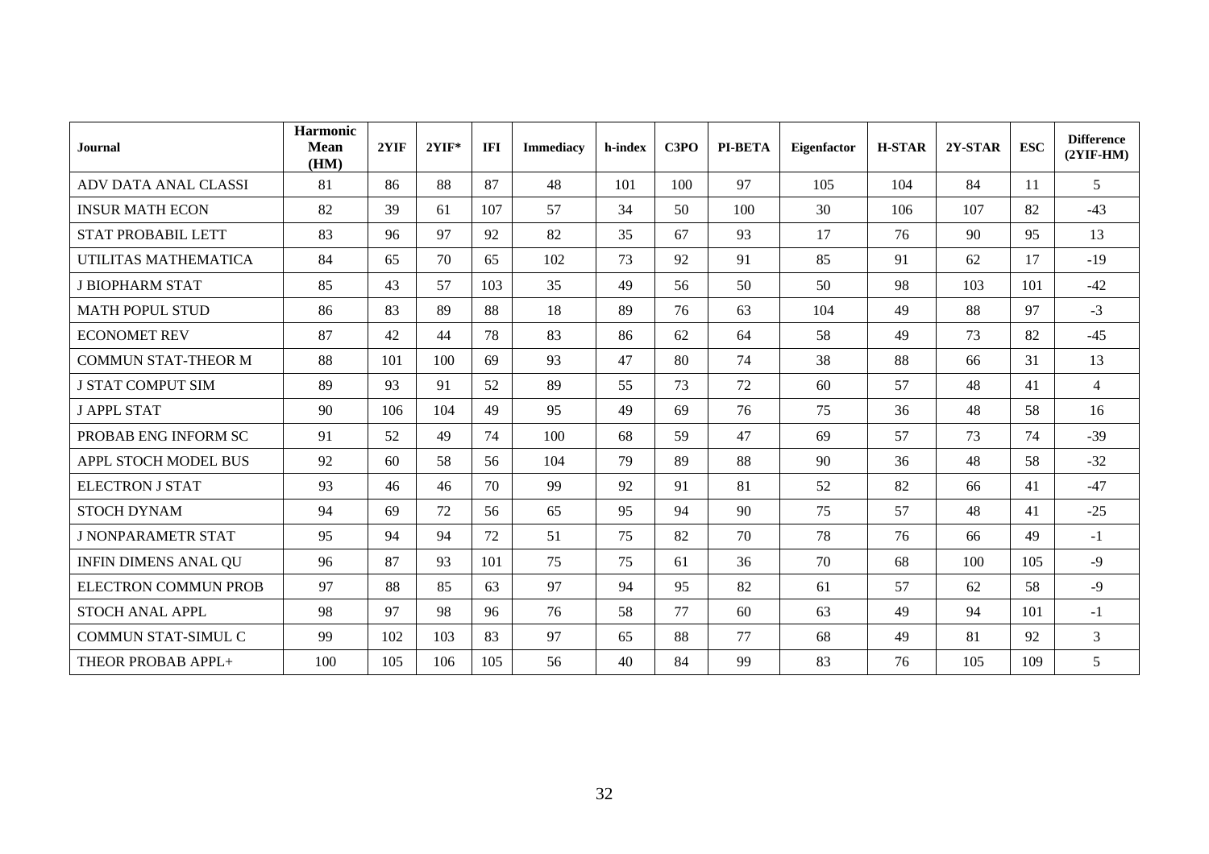| Journal | Harmonic Mean (HM) | 2YIF | 2YIF* | IFI | Immediacy | h-index | C3PO | PI-BETA | Eigenfactor | H-STAR | 2Y-STAR | ESC | Difference (2YIF-HM) |
|---|---|---|---|---|---|---|---|---|---|---|---|---|---|
| ADV DATA ANAL CLASSI | 81 | 86 | 88 | 87 | 48 | 101 | 100 | 97 | 105 | 104 | 84 | 11 | 5 |
| INSUR MATH ECON | 82 | 39 | 61 | 107 | 57 | 34 | 50 | 100 | 30 | 106 | 107 | 82 | -43 |
| STAT PROBABIL LETT | 83 | 96 | 97 | 92 | 82 | 35 | 67 | 93 | 17 | 76 | 90 | 95 | 13 |
| UTILITAS MATHEMATICA | 84 | 65 | 70 | 65 | 102 | 73 | 92 | 91 | 85 | 91 | 62 | 17 | -19 |
| J BIOPHARM STAT | 85 | 43 | 57 | 103 | 35 | 49 | 56 | 50 | 50 | 98 | 103 | 101 | -42 |
| MATH POPUL STUD | 86 | 83 | 89 | 88 | 18 | 89 | 76 | 63 | 104 | 49 | 88 | 97 | -3 |
| ECONOMET REV | 87 | 42 | 44 | 78 | 83 | 86 | 62 | 64 | 58 | 49 | 73 | 82 | -45 |
| COMMUN STAT-THEOR M | 88 | 101 | 100 | 69 | 93 | 47 | 80 | 74 | 38 | 88 | 66 | 31 | 13 |
| J STAT COMPUT SIM | 89 | 93 | 91 | 52 | 89 | 55 | 73 | 72 | 60 | 57 | 48 | 41 | 4 |
| J APPL STAT | 90 | 106 | 104 | 49 | 95 | 49 | 69 | 76 | 75 | 36 | 48 | 58 | 16 |
| PROBAB ENG INFORM SC | 91 | 52 | 49 | 74 | 100 | 68 | 59 | 47 | 69 | 57 | 73 | 74 | -39 |
| APPL STOCH MODEL BUS | 92 | 60 | 58 | 56 | 104 | 79 | 89 | 88 | 90 | 36 | 48 | 58 | -32 |
| ELECTRON J STAT | 93 | 46 | 46 | 70 | 99 | 92 | 91 | 81 | 52 | 82 | 66 | 41 | -47 |
| STOCH DYNAM | 94 | 69 | 72 | 56 | 65 | 95 | 94 | 90 | 75 | 57 | 48 | 41 | -25 |
| J NONPARAMETR STAT | 95 | 94 | 94 | 72 | 51 | 75 | 82 | 70 | 78 | 76 | 66 | 49 | -1 |
| INFIN DIMENS ANAL QU | 96 | 87 | 93 | 101 | 75 | 75 | 61 | 36 | 70 | 68 | 100 | 105 | -9 |
| ELECTRON COMMUN PROB | 97 | 88 | 85 | 63 | 97 | 94 | 95 | 82 | 61 | 57 | 62 | 58 | -9 |
| STOCH ANAL APPL | 98 | 97 | 98 | 96 | 76 | 58 | 77 | 60 | 63 | 49 | 94 | 101 | -1 |
| COMMUN STAT-SIMUL C | 99 | 102 | 103 | 83 | 97 | 65 | 88 | 77 | 68 | 49 | 81 | 92 | 3 |
| THEOR PROBAB APPL+ | 100 | 105 | 106 | 105 | 56 | 40 | 84 | 99 | 83 | 76 | 105 | 109 | 5 |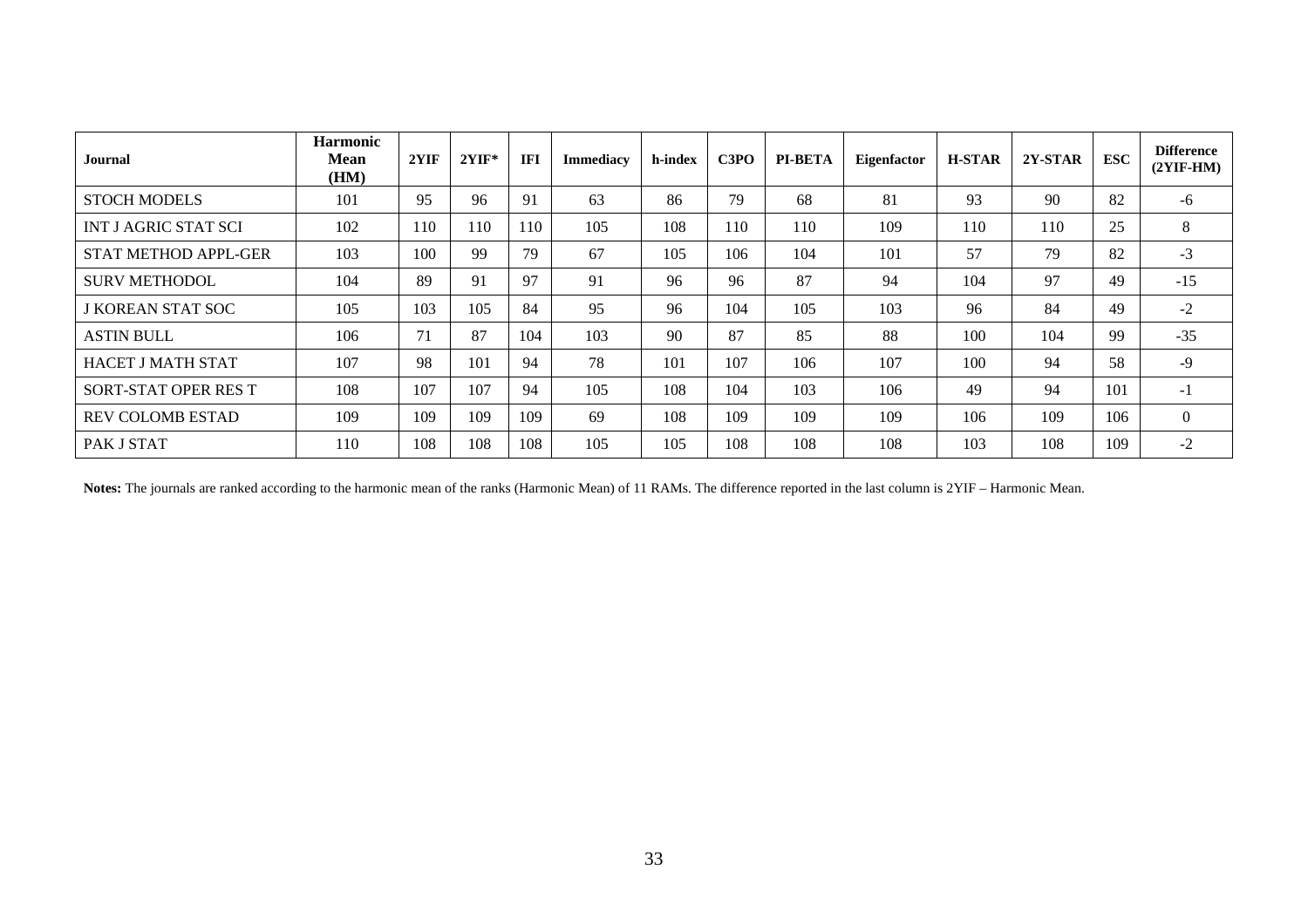| Journal | Harmonic Mean (HM) | 2YIF | 2YIF* | IFI | Immediacy | h-index | C3PO | PI-BETA | Eigenfactor | H-STAR | 2Y-STAR | ESC | Difference (2YIF-HM) |
|---|---|---|---|---|---|---|---|---|---|---|---|---|---|
| STOCH MODELS | 101 | 95 | 96 | 91 | 63 | 86 | 79 | 68 | 81 | 93 | 90 | 82 | -6 |
| INT J AGRIC STAT SCI | 102 | 110 | 110 | 110 | 105 | 108 | 110 | 110 | 109 | 110 | 110 | 25 | 8 |
| STAT METHOD APPL-GER | 103 | 100 | 99 | 79 | 67 | 105 | 106 | 104 | 101 | 57 | 79 | 82 | -3 |
| SURV METHODOL | 104 | 89 | 91 | 97 | 91 | 96 | 96 | 87 | 94 | 104 | 97 | 49 | -15 |
| J KOREAN STAT SOC | 105 | 103 | 105 | 84 | 95 | 96 | 104 | 105 | 103 | 96 | 84 | 49 | -2 |
| ASTIN BULL | 106 | 71 | 87 | 104 | 103 | 90 | 87 | 85 | 88 | 100 | 104 | 99 | -35 |
| HACET J MATH STAT | 107 | 98 | 101 | 94 | 78 | 101 | 107 | 106 | 107 | 100 | 94 | 58 | -9 |
| SORT-STAT OPER RES T | 108 | 107 | 107 | 94 | 105 | 108 | 104 | 103 | 106 | 49 | 94 | 101 | -1 |
| REV COLOMB ESTAD | 109 | 109 | 109 | 109 | 69 | 108 | 109 | 109 | 109 | 106 | 109 | 106 | 0 |
| PAK J STAT | 110 | 108 | 108 | 108 | 105 | 105 | 108 | 108 | 108 | 103 | 108 | 109 | -2 |

**Notes:** The journals are ranked according to the harmonic mean of the ranks (Harmonic Mean) of 11 RAMs. The difference reported in the last column is 2YIF – Harmonic Mean.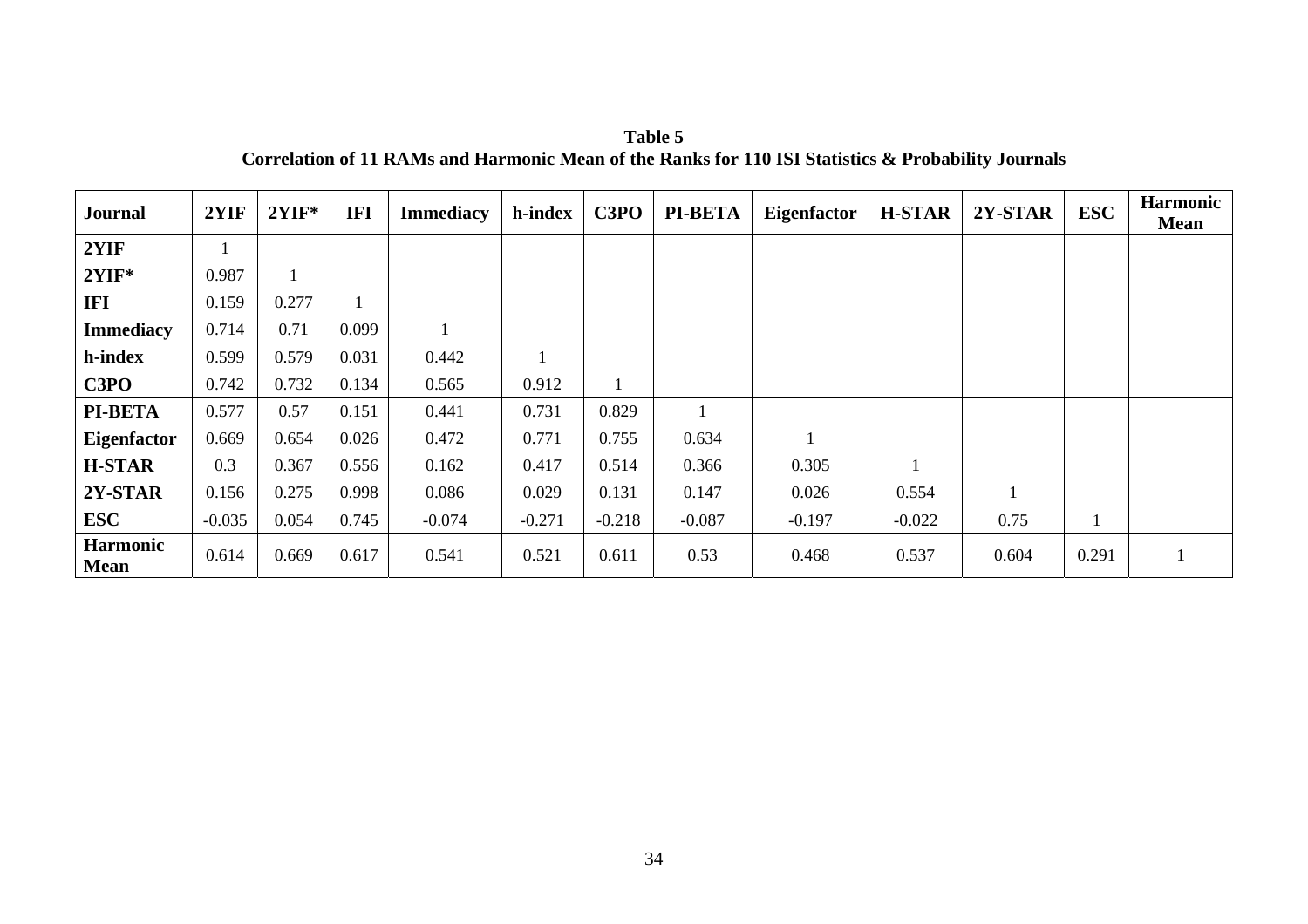**Table 5**
**Correlation of 11 RAMs and Harmonic Mean of the Ranks for 110 ISI Statistics & Probability Journals**

| Journal | 2YIF | 2YIF* | IFI | Immediacy | h-index | C3PO | PI-BETA | Eigenfactor | H-STAR | 2Y-STAR | ESC | Harmonic Mean |
|---|---|---|---|---|---|---|---|---|---|---|---|---|
| **2YIF** | 1 | | | | | | | | | | | |
| **2YIF*** | 0.987 | 1 | | | | | | | | | | |
| **IFI** | 0.159 | 0.277 | 1 | | | | | | | | | |
| **Immediacy** | 0.714 | 0.71 | 0.099 | 1 | | | | | | | | |
| **h-index** | 0.599 | 0.579 | 0.031 | 0.442 | 1 | | | | | | | |
| **C3PO** | 0.742 | 0.732 | 0.134 | 0.565 | 0.912 | 1 | | | | | | |
| **PI-BETA** | 0.577 | 0.57 | 0.151 | 0.441 | 0.731 | 0.829 | 1 | | | | | |
| **Eigenfactor** | 0.669 | 0.654 | 0.026 | 0.472 | 0.771 | 0.755 | 0.634 | 1 | | | | |
| **H-STAR** | 0.3 | 0.367 | 0.556 | 0.162 | 0.417 | 0.514 | 0.366 | 0.305 | 1 | | | |
| **2Y-STAR** | 0.156 | 0.275 | 0.998 | 0.086 | 0.029 | 0.131 | 0.147 | 0.026 | 0.554 | 1 | | |
| **ESC** | -0.035 | 0.054 | 0.745 | -0.074 | -0.271 | -0.218 | -0.087 | -0.197 | -0.022 | 0.75 | 1 | |
| **Harmonic Mean** | 0.614 | 0.669 | 0.617 | 0.541 | 0.521 | 0.611 | 0.53 | 0.468 | 0.537 | 0.604 | 0.291 | 1 |